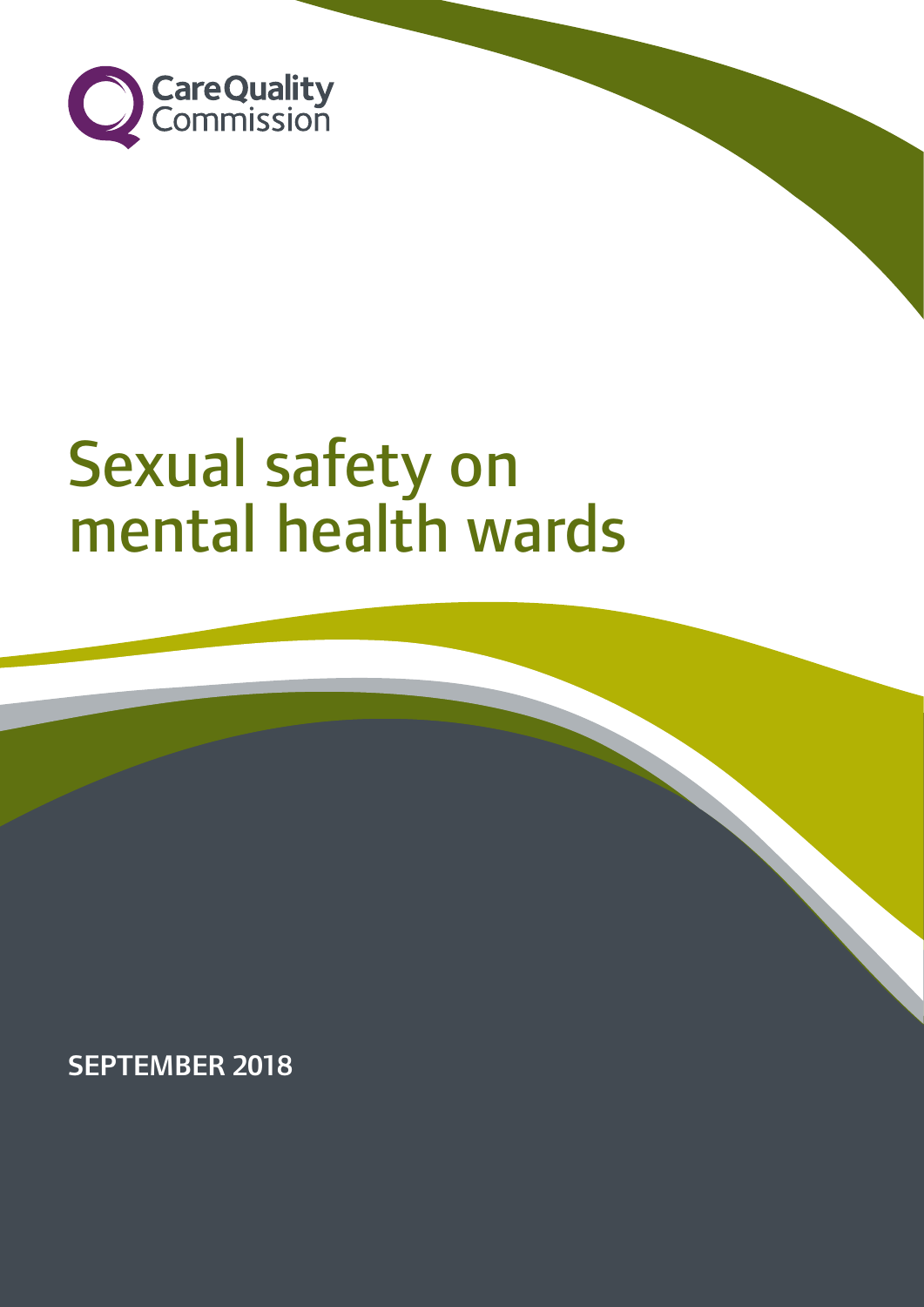CareQuality Commission

# Sexual safety on mental health wards

**SEPTEMBER 2018**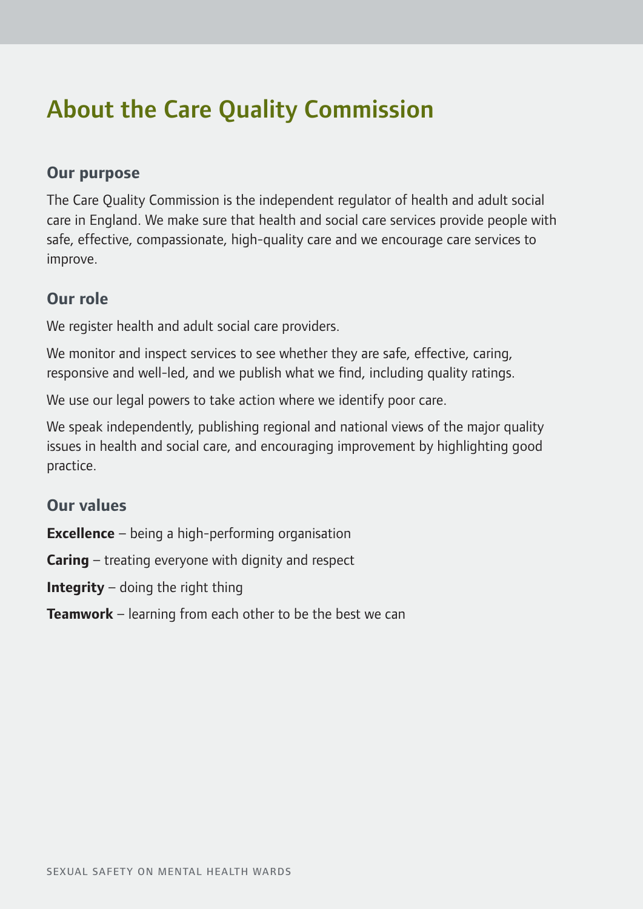# About the Care Quality Commission

## Our purpose

The Care Quality Commission is the independent regulator of health and adult social care in England. We make sure that health and social care services provide people with safe, effective, compassionate, high-quality care and we encourage care services to improve.

## Our role

We register health and adult social care providers.

We monitor and inspect services to see whether they are safe, effective, caring, responsive and well-led, and we publish what we find, including quality ratings.

We use our legal powers to take action where we identify poor care.

We speak independently, publishing regional and national views of the major quality issues in health and social care, and encouraging improvement by highlighting good practice.

## Our values

**Excellence** – being a high-performing organisation

**Caring** – treating everyone with dignity and respect

**Integrity** – doing the right thing

**Teamwork** – learning from each other to be the best we can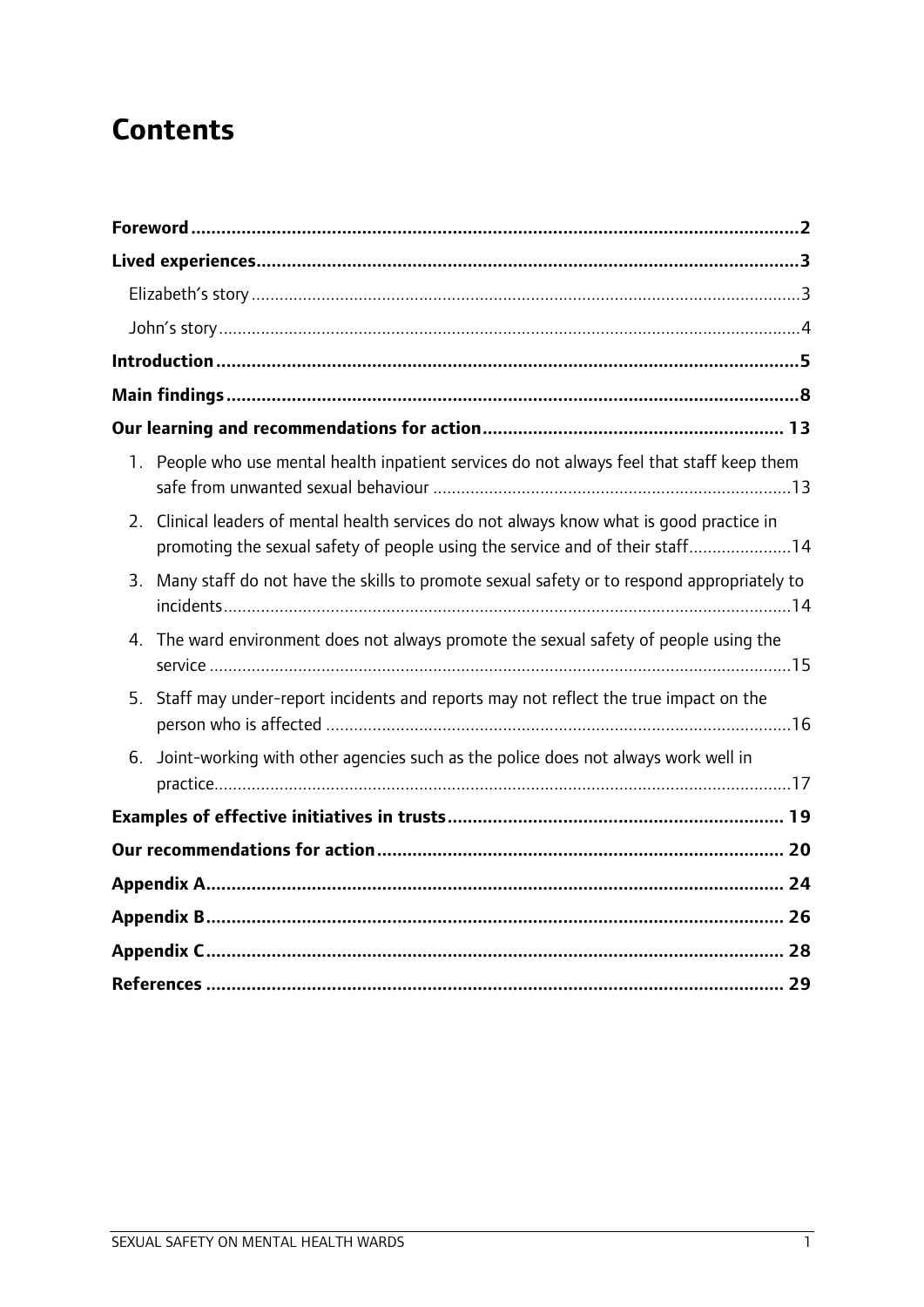# Contents

**Foreword** 2

**Lived experiences** 3

- Elizabeth's story 3
- John's story 4

**Introduction** 5

**Main findings** 8

**Our learning and recommendations for action** 13

1. People who use mental health inpatient services do not always feel that staff keep them safe from unwanted sexual behaviour 13
2. Clinical leaders of mental health services do not always know what is good practice in promoting the sexual safety of people using the service and of their staff 14
3. Many staff do not have the skills to promote sexual safety or to respond appropriately to incidents 14
4. The ward environment does not always promote the sexual safety of people using the service 15
5. Staff may under-report incidents and reports may not reflect the true impact on the person who is affected 16
6. Joint-working with other agencies such as the police does not always work well in practice 17

**Examples of effective initiatives in trusts** 19

**Our recommendations for action** 20

**Appendix A** 24

**Appendix B** 26

**Appendix C** 28

**References** 29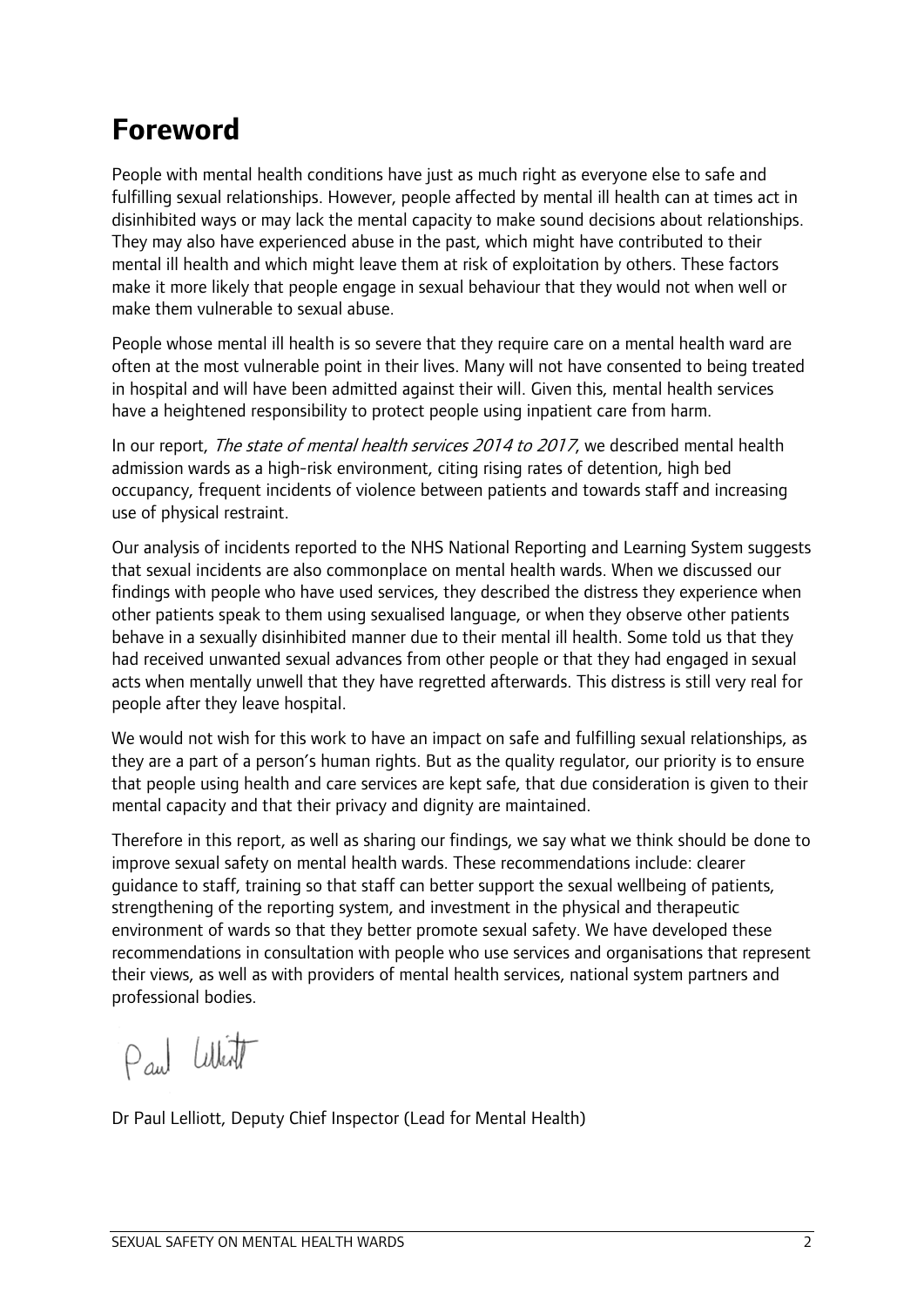# Foreword

People with mental health conditions have just as much right as everyone else to safe and fulfilling sexual relationships. However, people affected by mental ill health can at times act in disinhibited ways or may lack the mental capacity to make sound decisions about relationships. They may also have experienced abuse in the past, which might have contributed to their mental ill health and which might leave them at risk of exploitation by others. These factors make it more likely that people engage in sexual behaviour that they would not when well or make them vulnerable to sexual abuse.

People whose mental ill health is so severe that they require care on a mental health ward are often at the most vulnerable point in their lives. Many will not have consented to being treated in hospital and will have been admitted against their will. Given this, mental health services have a heightened responsibility to protect people using inpatient care from harm.

In our report, *The state of mental health services 2014 to 2017*, we described mental health admission wards as a high-risk environment, citing rising rates of detention, high bed occupancy, frequent incidents of violence between patients and towards staff and increasing use of physical restraint.

Our analysis of incidents reported to the NHS National Reporting and Learning System suggests that sexual incidents are also commonplace on mental health wards. When we discussed our findings with people who have used services, they described the distress they experience when other patients speak to them using sexualised language, or when they observe other patients behave in a sexually disinhibited manner due to their mental ill health. Some told us that they had received unwanted sexual advances from other people or that they had engaged in sexual acts when mentally unwell that they have regretted afterwards. This distress is still very real for people after they leave hospital.

We would not wish for this work to have an impact on safe and fulfilling sexual relationships, as they are a part of a person's human rights. But as the quality regulator, our priority is to ensure that people using health and care services are kept safe, that due consideration is given to their mental capacity and that their privacy and dignity are maintained.

Therefore in this report, as well as sharing our findings, we say what we think should be done to improve sexual safety on mental health wards. These recommendations include: clearer guidance to staff, training so that staff can better support the sexual wellbeing of patients, strengthening of the reporting system, and investment in the physical and therapeutic environment of wards so that they better promote sexual safety. We have developed these recommendations in consultation with people who use services and organisations that represent their views, as well as with providers of mental health services, national system partners and professional bodies.

Paul Lelliott

Dr Paul Lelliott, Deputy Chief Inspector (Lead for Mental Health)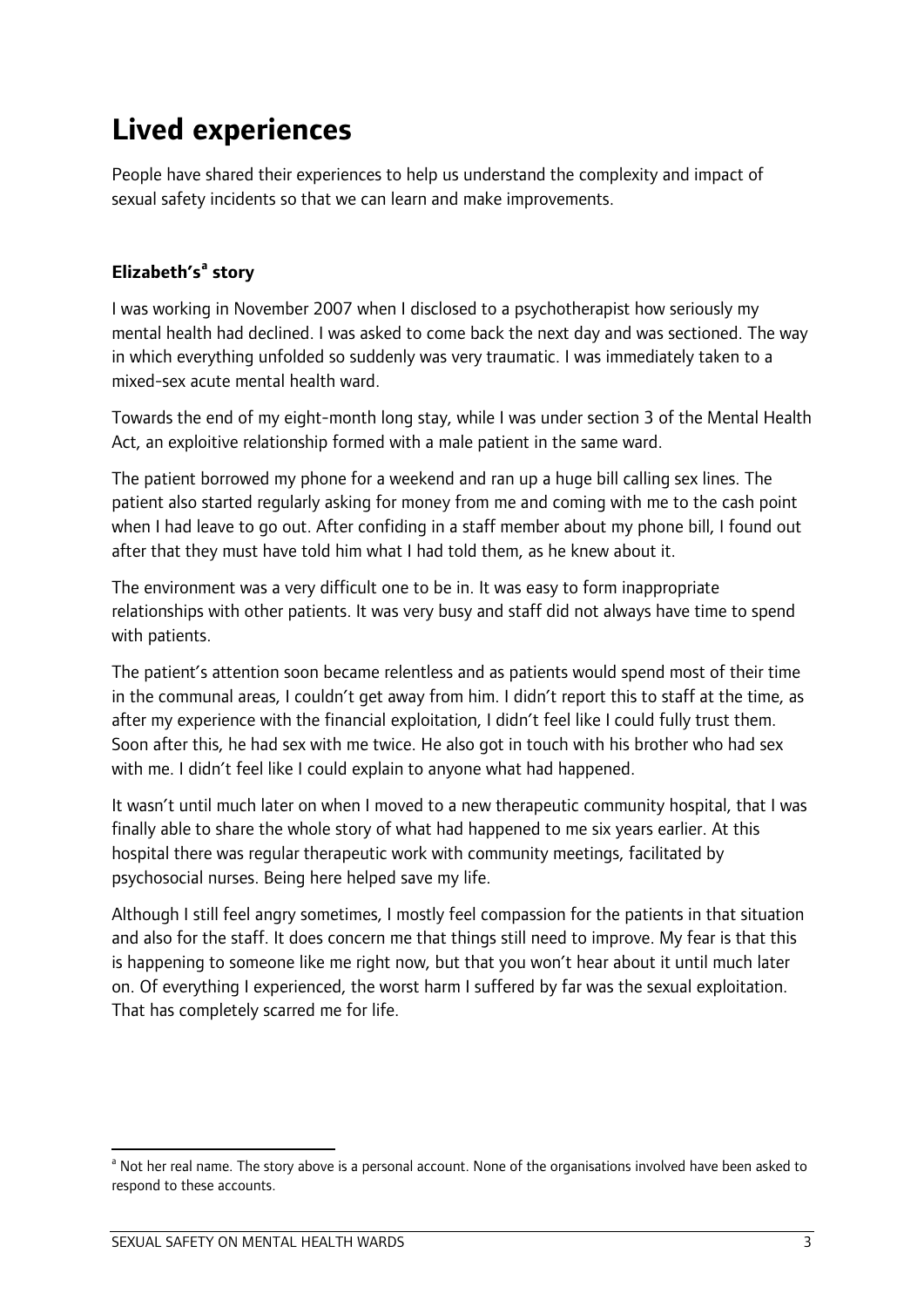# Lived experiences

People have shared their experiences to help us understand the complexity and impact of sexual safety incidents so that we can learn and make improvements.

### Elizabeth's[a] story

I was working in November 2007 when I disclosed to a psychotherapist how seriously my mental health had declined. I was asked to come back the next day and was sectioned. The way in which everything unfolded so suddenly was very traumatic. I was immediately taken to a mixed-sex acute mental health ward.

Towards the end of my eight-month long stay, while I was under section 3 of the Mental Health Act, an exploitive relationship formed with a male patient in the same ward.

The patient borrowed my phone for a weekend and ran up a huge bill calling sex lines. The patient also started regularly asking for money from me and coming with me to the cash point when I had leave to go out. After confiding in a staff member about my phone bill, I found out after that they must have told him what I had told them, as he knew about it.

The environment was a very difficult one to be in. It was easy to form inappropriate relationships with other patients. It was very busy and staff did not always have time to spend with patients.

The patient's attention soon became relentless and as patients would spend most of their time in the communal areas, I couldn't get away from him. I didn't report this to staff at the time, as after my experience with the financial exploitation, I didn't feel like I could fully trust them. Soon after this, he had sex with me twice. He also got in touch with his brother who had sex with me. I didn't feel like I could explain to anyone what had happened.

It wasn't until much later on when I moved to a new therapeutic community hospital, that I was finally able to share the whole story of what had happened to me six years earlier. At this hospital there was regular therapeutic work with community meetings, facilitated by psychosocial nurses. Being here helped save my life.

Although I still feel angry sometimes, I mostly feel compassion for the patients in that situation and also for the staff. It does concern me that things still need to improve. My fear is that this is happening to someone like me right now, but that you won't hear about it until much later on. Of everything I experienced, the worst harm I suffered by far was the sexual exploitation. That has completely scarred me for life.

---

[a] Not her real name. The story above is a personal account. None of the organisations involved have been asked to respond to these accounts.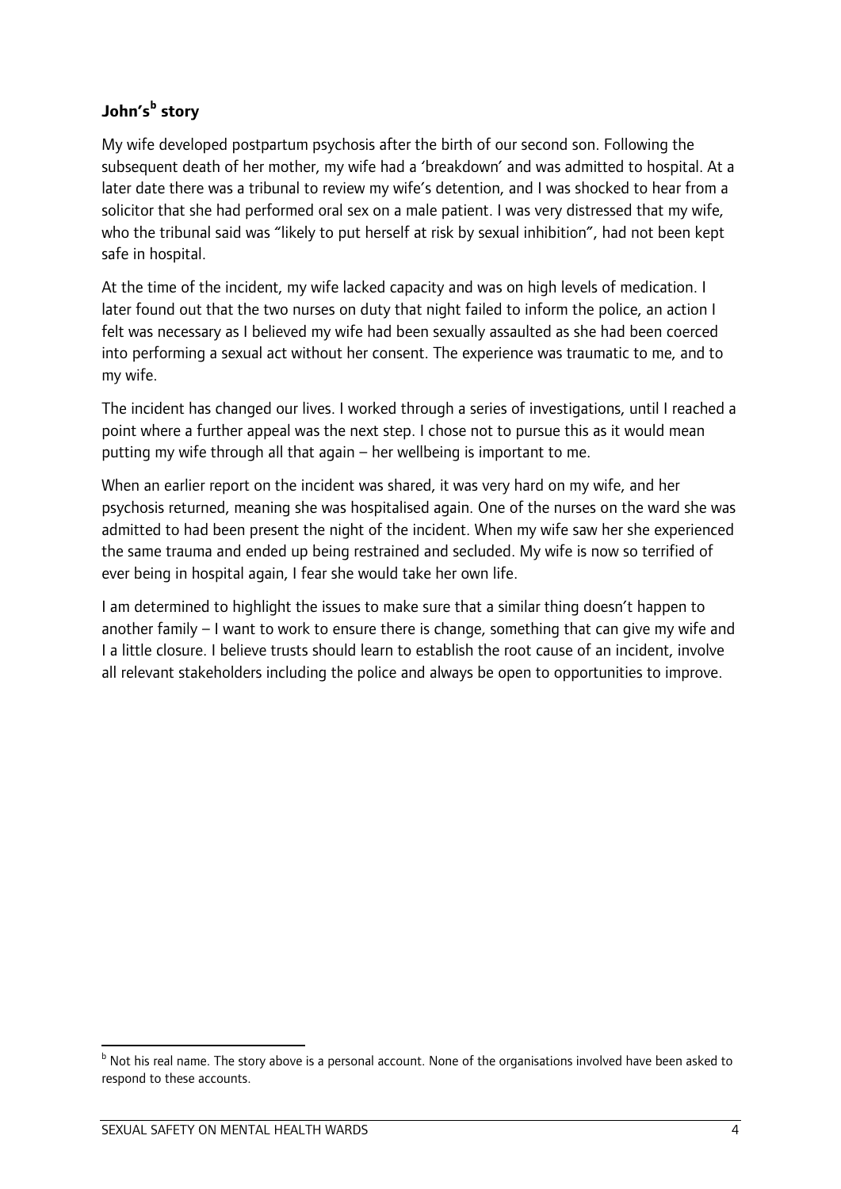## John's[b] story

My wife developed postpartum psychosis after the birth of our second son. Following the subsequent death of her mother, my wife had a 'breakdown' and was admitted to hospital. At a later date there was a tribunal to review my wife's detention, and I was shocked to hear from a solicitor that she had performed oral sex on a male patient. I was very distressed that my wife, who the tribunal said was "likely to put herself at risk by sexual inhibition", had not been kept safe in hospital.

At the time of the incident, my wife lacked capacity and was on high levels of medication. I later found out that the two nurses on duty that night failed to inform the police, an action I felt was necessary as I believed my wife had been sexually assaulted as she had been coerced into performing a sexual act without her consent. The experience was traumatic to me, and to my wife.

The incident has changed our lives. I worked through a series of investigations, until I reached a point where a further appeal was the next step. I chose not to pursue this as it would mean putting my wife through all that again – her wellbeing is important to me.

When an earlier report on the incident was shared, it was very hard on my wife, and her psychosis returned, meaning she was hospitalised again. One of the nurses on the ward she was admitted to had been present the night of the incident. When my wife saw her she experienced the same trauma and ended up being restrained and secluded. My wife is now so terrified of ever being in hospital again, I fear she would take her own life.

I am determined to highlight the issues to make sure that a similar thing doesn't happen to another family – I want to work to ensure there is change, something that can give my wife and I a little closure. I believe trusts should learn to establish the root cause of an incident, involve all relevant stakeholders including the police and always be open to opportunities to improve.

[b] Not his real name. The story above is a personal account. None of the organisations involved have been asked to respond to these accounts.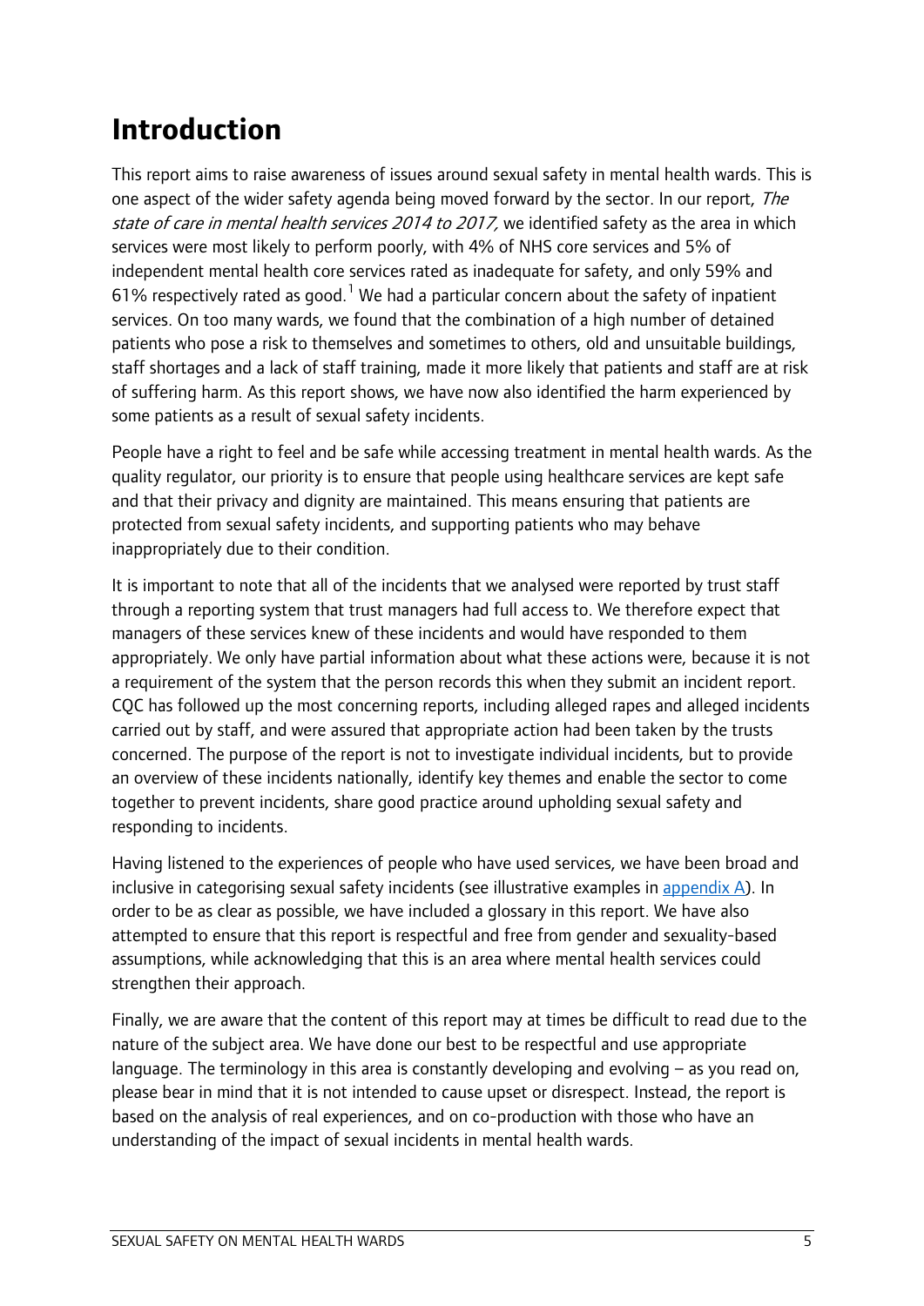# Introduction

This report aims to raise awareness of issues around sexual safety in mental health wards. This is one aspect of the wider safety agenda being moved forward by the sector. In our report, *The state of care in mental health services 2014 to 2017,* we identified safety as the area in which services were most likely to perform poorly, with 4% of NHS core services and 5% of independent mental health core services rated as inadequate for safety, and only 59% and 61% respectively rated as good.[1] We had a particular concern about the safety of inpatient services. On too many wards, we found that the combination of a high number of detained patients who pose a risk to themselves and sometimes to others, old and unsuitable buildings, staff shortages and a lack of staff training, made it more likely that patients and staff are at risk of suffering harm. As this report shows, we have now also identified the harm experienced by some patients as a result of sexual safety incidents.

People have a right to feel and be safe while accessing treatment in mental health wards. As the quality regulator, our priority is to ensure that people using healthcare services are kept safe and that their privacy and dignity are maintained. This means ensuring that patients are protected from sexual safety incidents, and supporting patients who may behave inappropriately due to their condition.

It is important to note that all of the incidents that we analysed were reported by trust staff through a reporting system that trust managers had full access to. We therefore expect that managers of these services knew of these incidents and would have responded to them appropriately. We only have partial information about what these actions were, because it is not a requirement of the system that the person records this when they submit an incident report. CQC has followed up the most concerning reports, including alleged rapes and alleged incidents carried out by staff, and were assured that appropriate action had been taken by the trusts concerned. The purpose of the report is not to investigate individual incidents, but to provide an overview of these incidents nationally, identify key themes and enable the sector to come together to prevent incidents, share good practice around upholding sexual safety and responding to incidents.

Having listened to the experiences of people who have used services, we have been broad and inclusive in categorising sexual safety incidents (see illustrative examples in appendix A). In order to be as clear as possible, we have included a glossary in this report. We have also attempted to ensure that this report is respectful and free from gender and sexuality-based assumptions, while acknowledging that this is an area where mental health services could strengthen their approach.

Finally, we are aware that the content of this report may at times be difficult to read due to the nature of the subject area. We have done our best to be respectful and use appropriate language. The terminology in this area is constantly developing and evolving – as you read on, please bear in mind that it is not intended to cause upset or disrespect. Instead, the report is based on the analysis of real experiences, and on co-production with those who have an understanding of the impact of sexual incidents in mental health wards.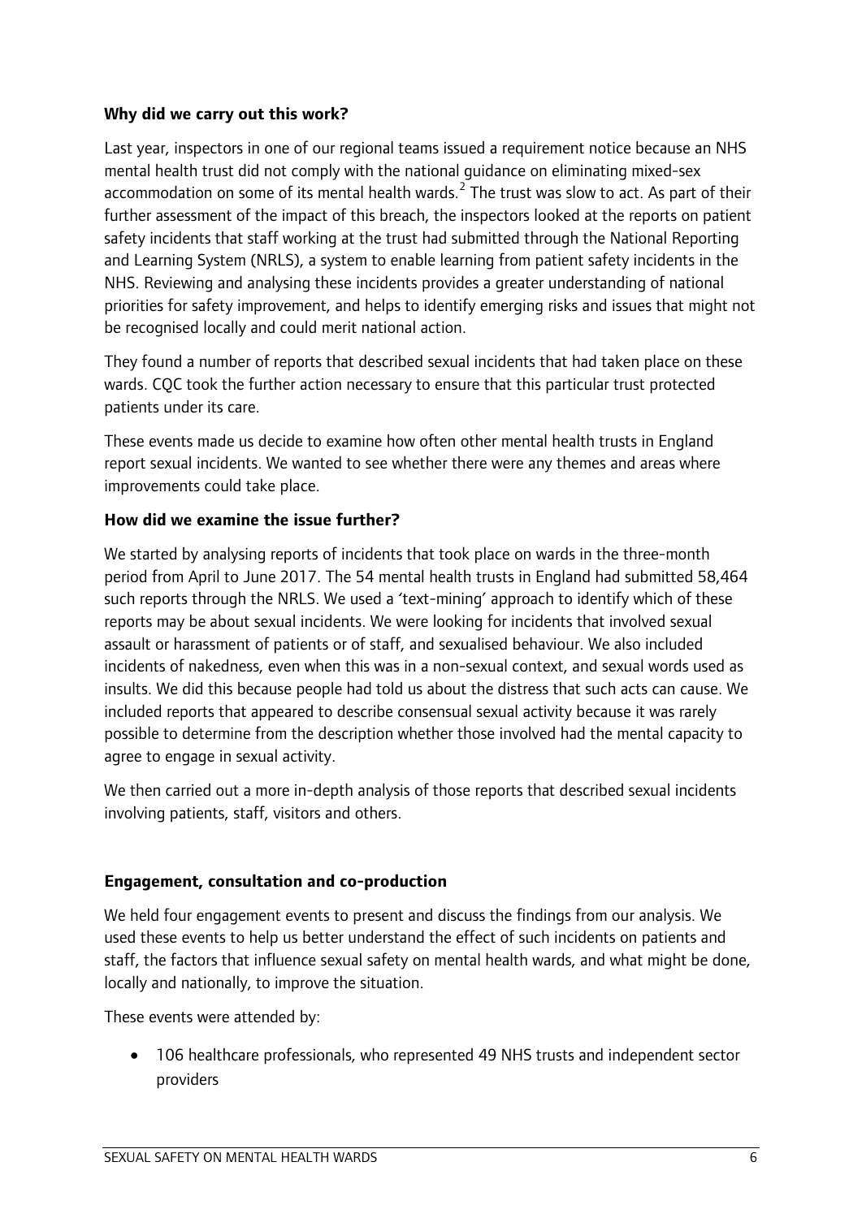**Why did we carry out this work?**

Last year, inspectors in one of our regional teams issued a requirement notice because an NHS mental health trust did not comply with the national guidance on eliminating mixed-sex accommodation on some of its mental health wards.[2] The trust was slow to act. As part of their further assessment of the impact of this breach, the inspectors looked at the reports on patient safety incidents that staff working at the trust had submitted through the National Reporting and Learning System (NRLS), a system to enable learning from patient safety incidents in the NHS. Reviewing and analysing these incidents provides a greater understanding of national priorities for safety improvement, and helps to identify emerging risks and issues that might not be recognised locally and could merit national action.

They found a number of reports that described sexual incidents that had taken place on these wards. CQC took the further action necessary to ensure that this particular trust protected patients under its care.

These events made us decide to examine how often other mental health trusts in England report sexual incidents. We wanted to see whether there were any themes and areas where improvements could take place.

**How did we examine the issue further?**

We started by analysing reports of incidents that took place on wards in the three-month period from April to June 2017. The 54 mental health trusts in England had submitted 58,464 such reports through the NRLS. We used a 'text-mining' approach to identify which of these reports may be about sexual incidents. We were looking for incidents that involved sexual assault or harassment of patients or of staff, and sexualised behaviour. We also included incidents of nakedness, even when this was in a non-sexual context, and sexual words used as insults. We did this because people had told us about the distress that such acts can cause. We included reports that appeared to describe consensual sexual activity because it was rarely possible to determine from the description whether those involved had the mental capacity to agree to engage in sexual activity.

We then carried out a more in-depth analysis of those reports that described sexual incidents involving patients, staff, visitors and others.

**Engagement, consultation and co-production**

We held four engagement events to present and discuss the findings from our analysis. We used these events to help us better understand the effect of such incidents on patients and staff, the factors that influence sexual safety on mental health wards, and what might be done, locally and nationally, to improve the situation.

These events were attended by:

- 106 healthcare professionals, who represented 49 NHS trusts and independent sector providers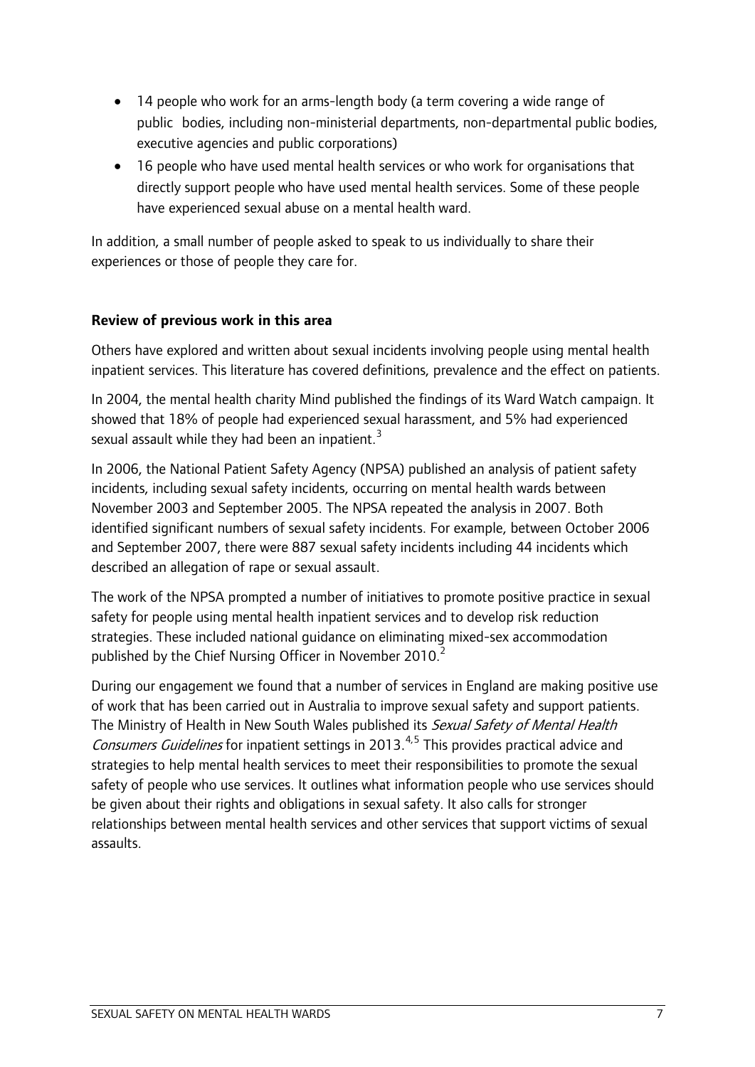- 14 people who work for an arms-length body (a term covering a wide range of public bodies, including non-ministerial departments, non-departmental public bodies, executive agencies and public corporations)
- 16 people who have used mental health services or who work for organisations that directly support people who have used mental health services. Some of these people have experienced sexual abuse on a mental health ward.

In addition, a small number of people asked to speak to us individually to share their experiences or those of people they care for.

**Review of previous work in this area**

Others have explored and written about sexual incidents involving people using mental health inpatient services. This literature has covered definitions, prevalence and the effect on patients.

In 2004, the mental health charity Mind published the findings of its Ward Watch campaign. It showed that 18% of people had experienced sexual harassment, and 5% had experienced sexual assault while they had been an inpatient.[3]

In 2006, the National Patient Safety Agency (NPSA) published an analysis of patient safety incidents, including sexual safety incidents, occurring on mental health wards between November 2003 and September 2005. The NPSA repeated the analysis in 2007. Both identified significant numbers of sexual safety incidents. For example, between October 2006 and September 2007, there were 887 sexual safety incidents including 44 incidents which described an allegation of rape or sexual assault.

The work of the NPSA prompted a number of initiatives to promote positive practice in sexual safety for people using mental health inpatient services and to develop risk reduction strategies. These included national guidance on eliminating mixed-sex accommodation published by the Chief Nursing Officer in November 2010.[2]

During our engagement we found that a number of services in England are making positive use of work that has been carried out in Australia to improve sexual safety and support patients. The Ministry of Health in New South Wales published its *Sexual Safety of Mental Health Consumers Guidelines* for inpatient settings in 2013.[4,5] This provides practical advice and strategies to help mental health services to meet their responsibilities to promote the sexual safety of people who use services. It outlines what information people who use services should be given about their rights and obligations in sexual safety. It also calls for stronger relationships between mental health services and other services that support victims of sexual assaults.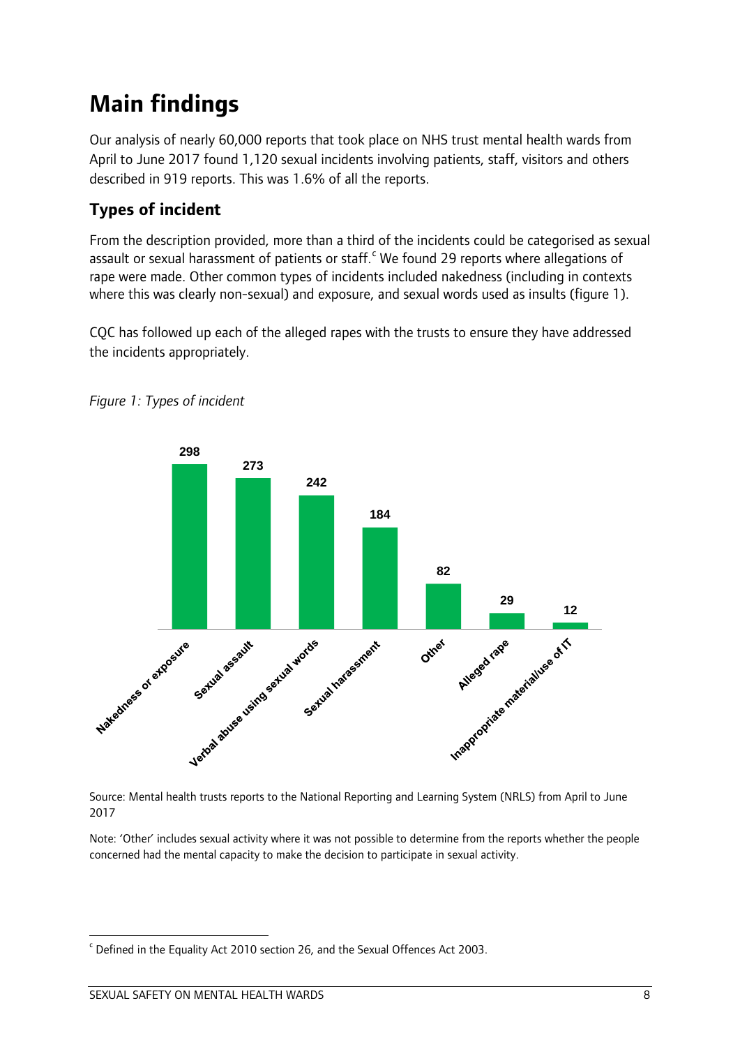# Main findings

Our analysis of nearly 60,000 reports that took place on NHS trust mental health wards from April to June 2017 found 1,120 sexual incidents involving patients, staff, visitors and others described in 919 reports. This was 1.6% of all the reports.

## Types of incident

From the description provided, more than a third of the incidents could be categorised as sexual assault or sexual harassment of patients or staff.[c] We found 29 reports where allegations of rape were made. Other common types of incidents included nakedness (including in contexts where this was clearly non-sexual) and exposure, and sexual words used as insults (figure 1).

CQC has followed up each of the alleged rapes with the trusts to ensure they have addressed the incidents appropriately.

*Figure 1: Types of incident*

| Type of incident | Number |
|---|---|
| Nakedness or exposure | 298 |
| Sexual assault | 273 |
| Verbal abuse using sexual words | 242 |
| Sexual harassment | 184 |
| Other | 82 |
| Alleged rape | 29 |
| Inappropriate material/use of IT | 12 |

Source: Mental health trusts reports to the National Reporting and Learning System (NRLS) from April to June 2017

Note: 'Other' includes sexual activity where it was not possible to determine from the reports whether the people concerned had the mental capacity to make the decision to participate in sexual activity.

[c] Defined in the Equality Act 2010 section 26, and the Sexual Offences Act 2003.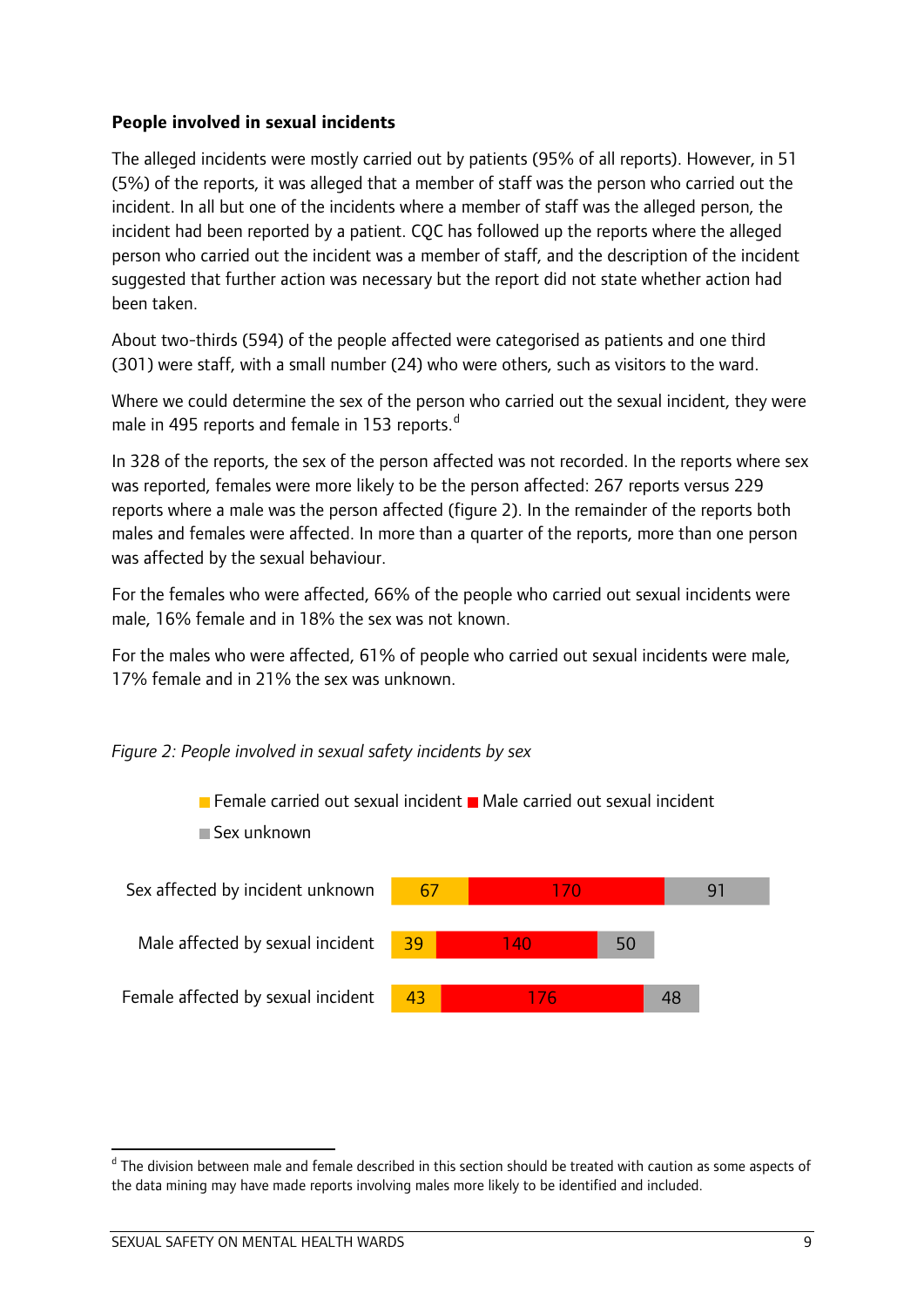**People involved in sexual incidents**

The alleged incidents were mostly carried out by patients (95% of all reports). However, in 51 (5%) of the reports, it was alleged that a member of staff was the person who carried out the incident. In all but one of the incidents where a member of staff was the alleged person, the incident had been reported by a patient. CQC has followed up the reports where the alleged person who carried out the incident was a member of staff, and the description of the incident suggested that further action was necessary but the report did not state whether action had been taken.

About two-thirds (594) of the people affected were categorised as patients and one third (301) were staff, with a small number (24) who were others, such as visitors to the ward.

Where we could determine the sex of the person who carried out the sexual incident, they were male in 495 reports and female in 153 reports.[d]

In 328 of the reports, the sex of the person affected was not recorded. In the reports where sex was reported, females were more likely to be the person affected: 267 reports versus 229 reports where a male was the person affected (figure 2). In the remainder of the reports both males and females were affected. In more than a quarter of the reports, more than one person was affected by the sexual behaviour.

For the females who were affected, 66% of the people who carried out sexual incidents were male, 16% female and in 18% the sex was not known.

For the males who were affected, 61% of people who carried out sexual incidents were male, 17% female and in 21% the sex was unknown.

*Figure 2: People involved in sexual safety incidents by sex*

| | Female carried out sexual incident | Male carried out sexual incident | Sex unknown |
|---|---|---|---|
| Sex affected by incident unknown | 67 | 170 | 91 |
| Male affected by sexual incident | 39 | 140 | 50 |
| Female affected by sexual incident | 43 | 176 | 48 |

[d] The division between male and female described in this section should be treated with caution as some aspects of the data mining may have made reports involving males more likely to be identified and included.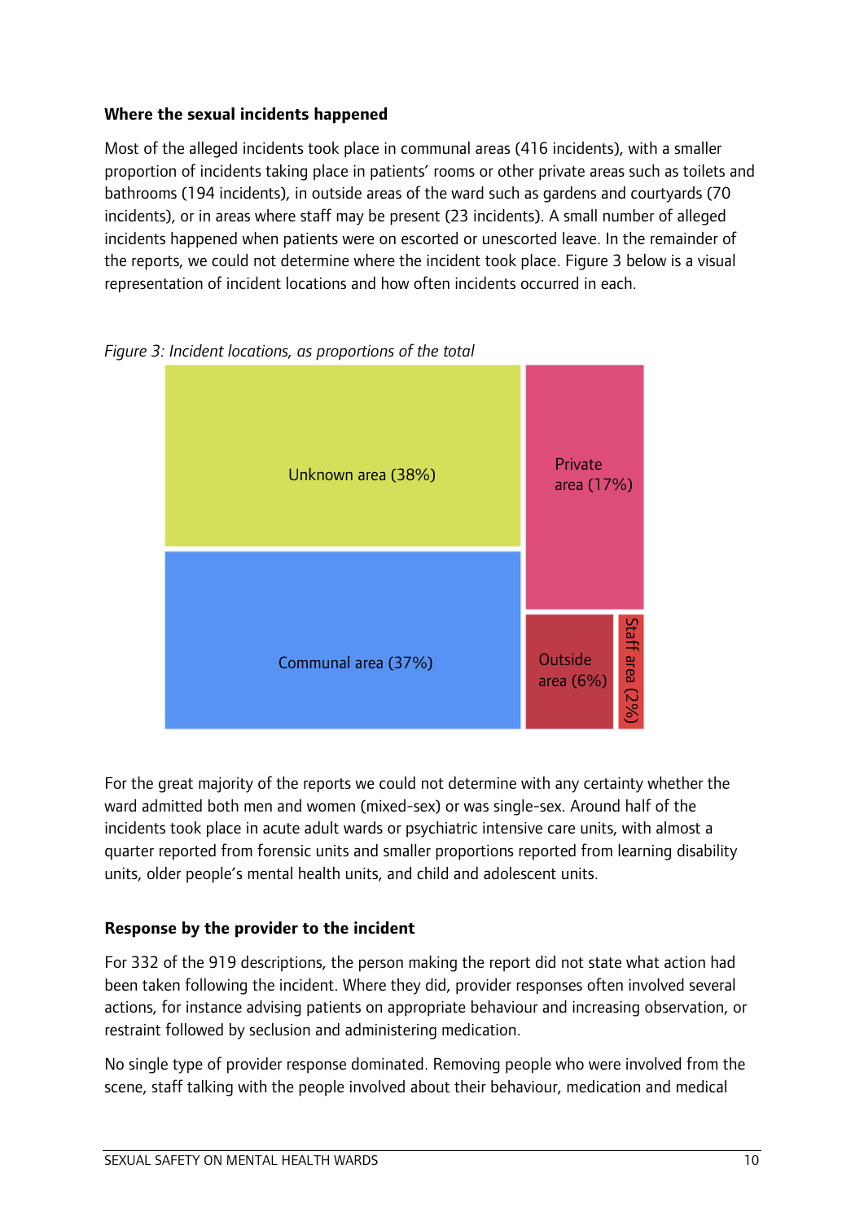### Where the sexual incidents happened

Most of the alleged incidents took place in communal areas (416 incidents), with a smaller proportion of incidents taking place in patients' rooms or other private areas such as toilets and bathrooms (194 incidents), in outside areas of the ward such as gardens and courtyards (70 incidents), or in areas where staff may be present (23 incidents). A small number of alleged incidents happened when patients were on escorted or unescorted leave. In the remainder of the reports, we could not determine where the incident took place. Figure 3 below is a visual representation of incident locations and how often incidents occurred in each.

*Figure 3: Incident locations, as proportions of the total*

Unknown area (38%)

Private area (17%)

Communal area (37%)

Outside area (6%)

Staff area (2%)

For the great majority of the reports we could not determine with any certainty whether the ward admitted both men and women (mixed-sex) or was single-sex. Around half of the incidents took place in acute adult wards or psychiatric intensive care units, with almost a quarter reported from forensic units and smaller proportions reported from learning disability units, older people's mental health units, and child and adolescent units.

### Response by the provider to the incident

For 332 of the 919 descriptions, the person making the report did not state what action had been taken following the incident. Where they did, provider responses often involved several actions, for instance advising patients on appropriate behaviour and increasing observation, or restraint followed by seclusion and administering medication.

No single type of provider response dominated. Removing people who were involved from the scene, staff talking with the people involved about their behaviour, medication and medical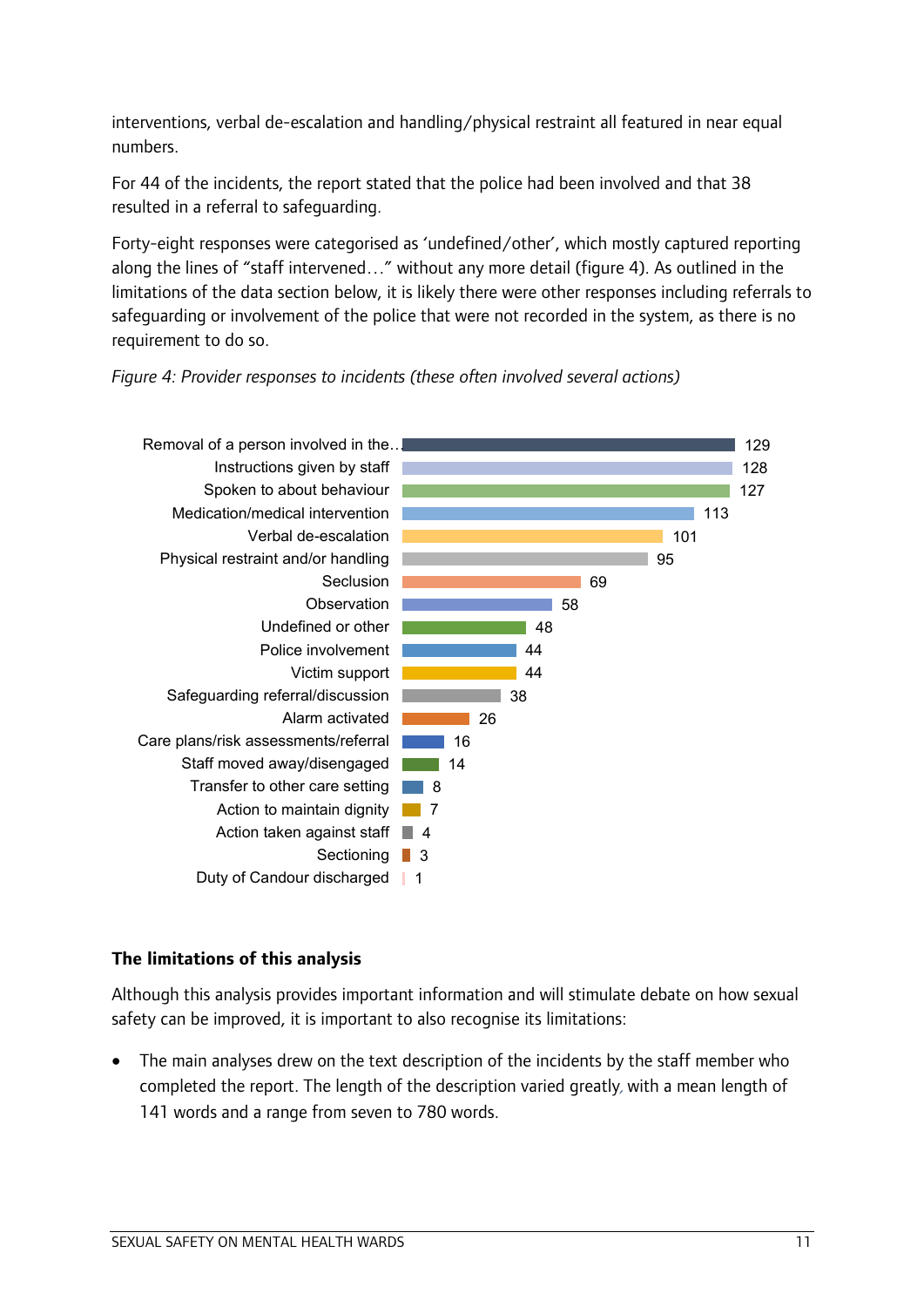interventions, verbal de-escalation and handling/physical restraint all featured in near equal numbers.

For 44 of the incidents, the report stated that the police had been involved and that 38 resulted in a referral to safeguarding.

Forty-eight responses were categorised as 'undefined/other', which mostly captured reporting along the lines of "staff intervened…" without any more detail (figure 4). As outlined in the limitations of the data section below, it is likely there were other responses including referrals to safeguarding or involvement of the police that were not recorded in the system, as there is no requirement to do so.

*Figure 4: Provider responses to incidents (these often involved several actions)*

| Response | Number |
|---|---|
| Removal of a person involved in the… | 129 |
| Instructions given by staff | 128 |
| Spoken to about behaviour | 127 |
| Medication/medical intervention | 113 |
| Verbal de-escalation | 101 |
| Physical restraint and/or handling | 95 |
| Seclusion | 69 |
| Observation | 58 |
| Undefined or other | 48 |
| Police involvement | 44 |
| Victim support | 44 |
| Safeguarding referral/discussion | 38 |
| Alarm activated | 26 |
| Care plans/risk assessments/referral | 16 |
| Staff moved away/disengaged | 14 |
| Transfer to other care setting | 8 |
| Action to maintain dignity | 7 |
| Action taken against staff | 4 |
| Sectioning | 3 |
| Duty of Candour discharged | 1 |

### The limitations of this analysis

Although this analysis provides important information and will stimulate debate on how sexual safety can be improved, it is important to also recognise its limitations:

- The main analyses drew on the text description of the incidents by the staff member who completed the report. The length of the description varied greatly, with a mean length of 141 words and a range from seven to 780 words.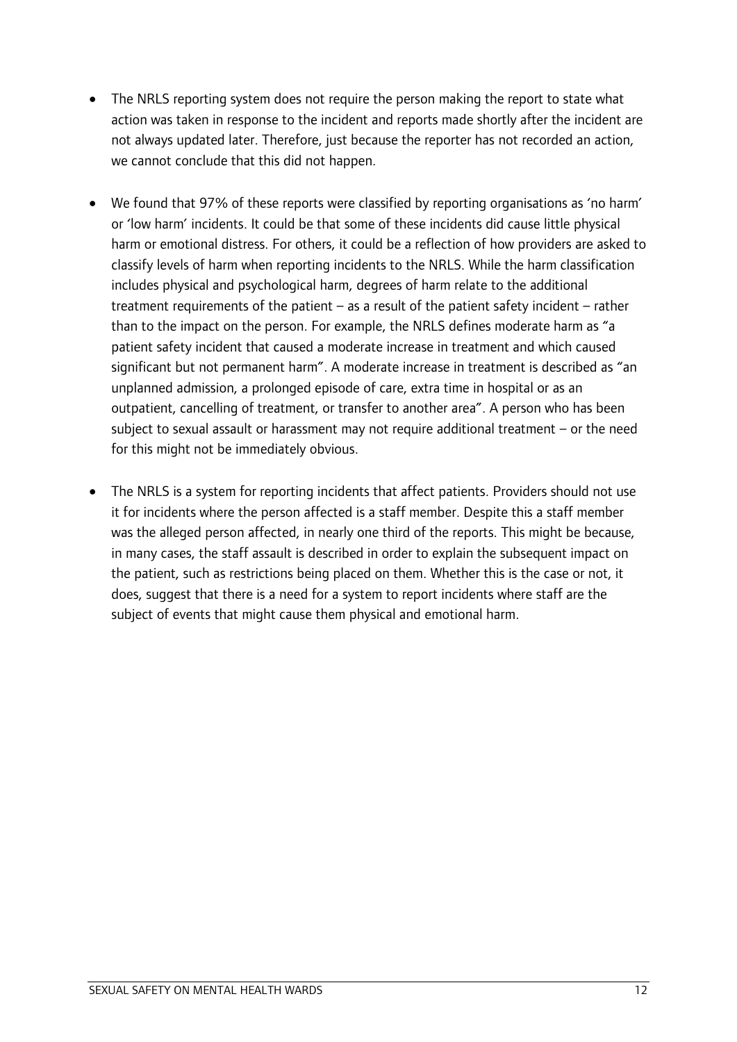- The NRLS reporting system does not require the person making the report to state what action was taken in response to the incident and reports made shortly after the incident are not always updated later. Therefore, just because the reporter has not recorded an action, we cannot conclude that this did not happen.

- We found that 97% of these reports were classified by reporting organisations as 'no harm' or 'low harm' incidents. It could be that some of these incidents did cause little physical harm or emotional distress. For others, it could be a reflection of how providers are asked to classify levels of harm when reporting incidents to the NRLS. While the harm classification includes physical and psychological harm, degrees of harm relate to the additional treatment requirements of the patient – as a result of the patient safety incident – rather than to the impact on the person. For example, the NRLS defines moderate harm as "a patient safety incident that caused a moderate increase in treatment and which caused significant but not permanent harm". A moderate increase in treatment is described as "an unplanned admission, a prolonged episode of care, extra time in hospital or as an outpatient, cancelling of treatment, or transfer to another area". A person who has been subject to sexual assault or harassment may not require additional treatment – or the need for this might not be immediately obvious.

- The NRLS is a system for reporting incidents that affect patients. Providers should not use it for incidents where the person affected is a staff member. Despite this a staff member was the alleged person affected, in nearly one third of the reports. This might be because, in many cases, the staff assault is described in order to explain the subsequent impact on the patient, such as restrictions being placed on them. Whether this is the case or not, it does, suggest that there is a need for a system to report incidents where staff are the subject of events that might cause them physical and emotional harm.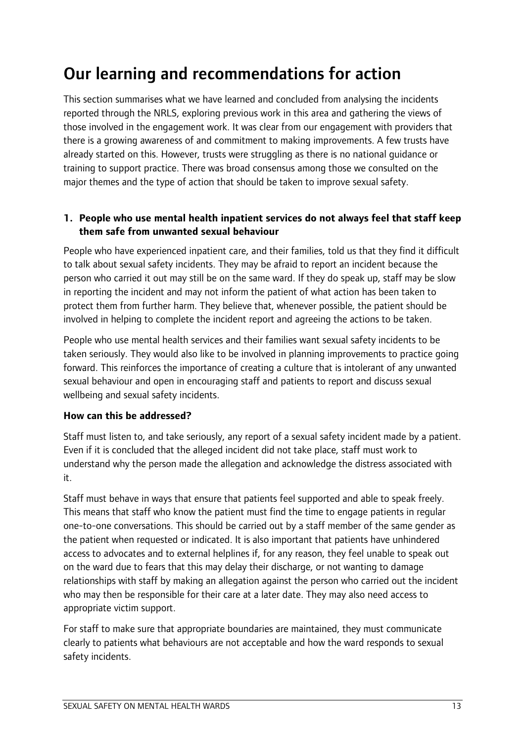# Our learning and recommendations for action

This section summarises what we have learned and concluded from analysing the incidents reported through the NRLS, exploring previous work in this area and gathering the views of those involved in the engagement work. It was clear from our engagement with providers that there is a growing awareness of and commitment to making improvements. A few trusts have already started on this. However, trusts were struggling as there is no national guidance or training to support practice. There was broad consensus among those we consulted on the major themes and the type of action that should be taken to improve sexual safety.

### 1. People who use mental health inpatient services do not always feel that staff keep them safe from unwanted sexual behaviour

People who have experienced inpatient care, and their families, told us that they find it difficult to talk about sexual safety incidents. They may be afraid to report an incident because the person who carried it out may still be on the same ward. If they do speak up, staff may be slow in reporting the incident and may not inform the patient of what action has been taken to protect them from further harm. They believe that, whenever possible, the patient should be involved in helping to complete the incident report and agreeing the actions to be taken.

People who use mental health services and their families want sexual safety incidents to be taken seriously. They would also like to be involved in planning improvements to practice going forward. This reinforces the importance of creating a culture that is intolerant of any unwanted sexual behaviour and open in encouraging staff and patients to report and discuss sexual wellbeing and sexual safety incidents.

**How can this be addressed?**

Staff must listen to, and take seriously, any report of a sexual safety incident made by a patient. Even if it is concluded that the alleged incident did not take place, staff must work to understand why the person made the allegation and acknowledge the distress associated with it.

Staff must behave in ways that ensure that patients feel supported and able to speak freely. This means that staff who know the patient must find the time to engage patients in regular one-to-one conversations. This should be carried out by a staff member of the same gender as the patient when requested or indicated. It is also important that patients have unhindered access to advocates and to external helplines if, for any reason, they feel unable to speak out on the ward due to fears that this may delay their discharge, or not wanting to damage relationships with staff by making an allegation against the person who carried out the incident who may then be responsible for their care at a later date. They may also need access to appropriate victim support.

For staff to make sure that appropriate boundaries are maintained, they must communicate clearly to patients what behaviours are not acceptable and how the ward responds to sexual safety incidents.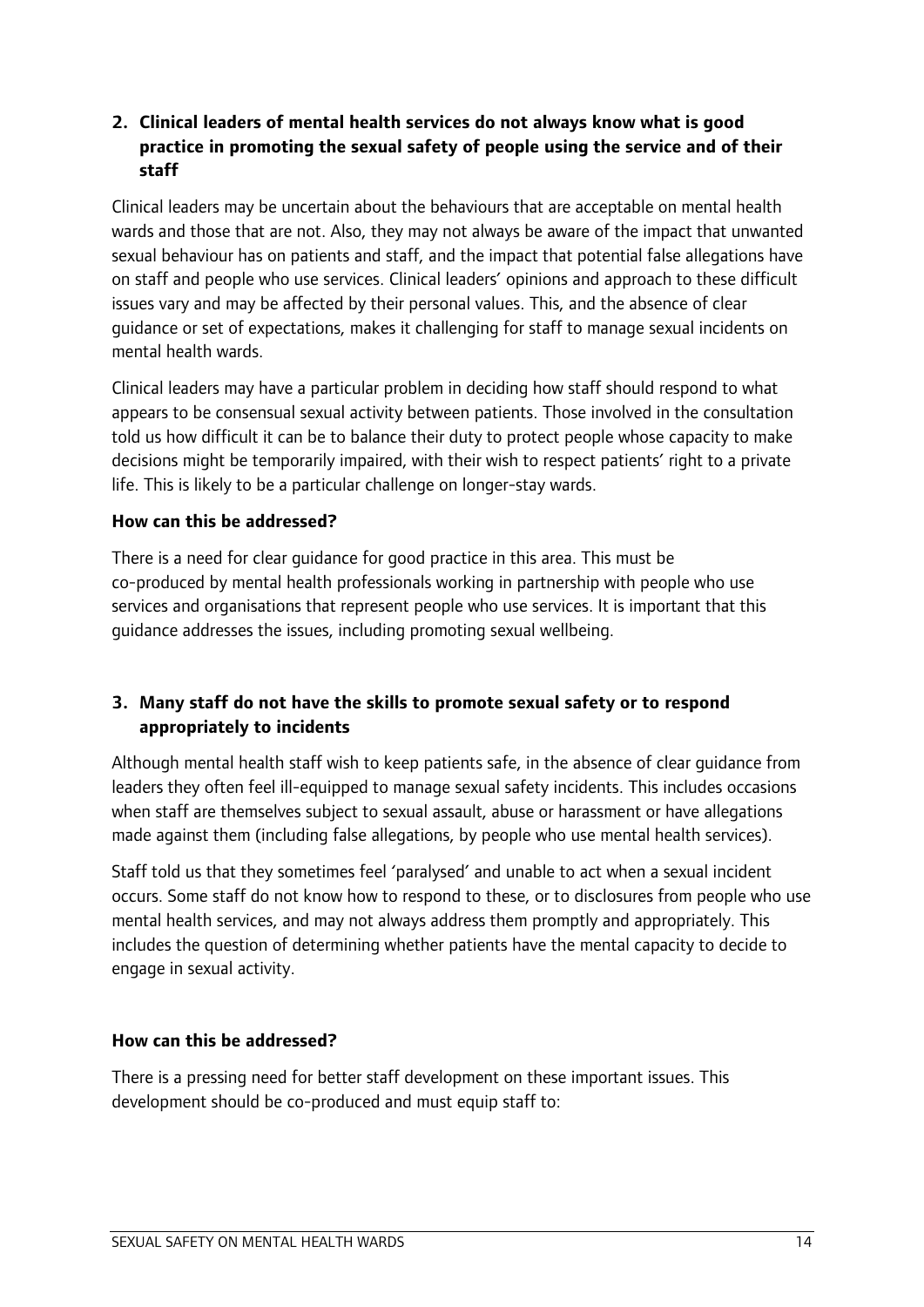## 2. Clinical leaders of mental health services do not always know what is good practice in promoting the sexual safety of people using the service and of their staff

Clinical leaders may be uncertain about the behaviours that are acceptable on mental health wards and those that are not. Also, they may not always be aware of the impact that unwanted sexual behaviour has on patients and staff, and the impact that potential false allegations have on staff and people who use services. Clinical leaders' opinions and approach to these difficult issues vary and may be affected by their personal values. This, and the absence of clear guidance or set of expectations, makes it challenging for staff to manage sexual incidents on mental health wards.

Clinical leaders may have a particular problem in deciding how staff should respond to what appears to be consensual sexual activity between patients. Those involved in the consultation told us how difficult it can be to balance their duty to protect people whose capacity to make decisions might be temporarily impaired, with their wish to respect patients' right to a private life. This is likely to be a particular challenge on longer-stay wards.

**How can this be addressed?**

There is a need for clear guidance for good practice in this area. This must be co-produced by mental health professionals working in partnership with people who use services and organisations that represent people who use services. It is important that this guidance addresses the issues, including promoting sexual wellbeing.

## 3. Many staff do not have the skills to promote sexual safety or to respond appropriately to incidents

Although mental health staff wish to keep patients safe, in the absence of clear guidance from leaders they often feel ill-equipped to manage sexual safety incidents. This includes occasions when staff are themselves subject to sexual assault, abuse or harassment or have allegations made against them (including false allegations, by people who use mental health services).

Staff told us that they sometimes feel 'paralysed' and unable to act when a sexual incident occurs. Some staff do not know how to respond to these, or to disclosures from people who use mental health services, and may not always address them promptly and appropriately. This includes the question of determining whether patients have the mental capacity to decide to engage in sexual activity.

**How can this be addressed?**

There is a pressing need for better staff development on these important issues. This development should be co-produced and must equip staff to: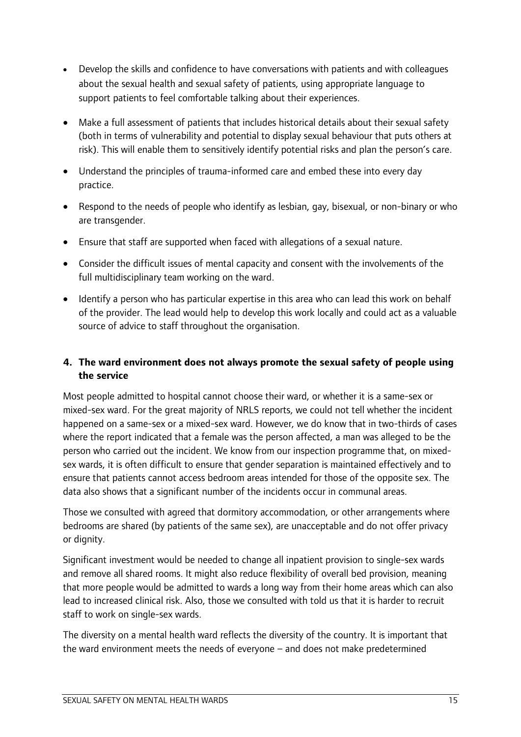- Develop the skills and confidence to have conversations with patients and with colleagues about the sexual health and sexual safety of patients, using appropriate language to support patients to feel comfortable talking about their experiences.
- Make a full assessment of patients that includes historical details about their sexual safety (both in terms of vulnerability and potential to display sexual behaviour that puts others at risk). This will enable them to sensitively identify potential risks and plan the person's care.
- Understand the principles of trauma-informed care and embed these into every day practice.
- Respond to the needs of people who identify as lesbian, gay, bisexual, or non-binary or who are transgender.
- Ensure that staff are supported when faced with allegations of a sexual nature.
- Consider the difficult issues of mental capacity and consent with the involvements of the full multidisciplinary team working on the ward.
- Identify a person who has particular expertise in this area who can lead this work on behalf of the provider. The lead would help to develop this work locally and could act as a valuable source of advice to staff throughout the organisation.

### 4. The ward environment does not always promote the sexual safety of people using the service

Most people admitted to hospital cannot choose their ward, or whether it is a same-sex or mixed-sex ward. For the great majority of NRLS reports, we could not tell whether the incident happened on a same-sex or a mixed-sex ward. However, we do know that in two-thirds of cases where the report indicated that a female was the person affected, a man was alleged to be the person who carried out the incident. We know from our inspection programme that, on mixed-sex wards, it is often difficult to ensure that gender separation is maintained effectively and to ensure that patients cannot access bedroom areas intended for those of the opposite sex. The data also shows that a significant number of the incidents occur in communal areas.

Those we consulted with agreed that dormitory accommodation, or other arrangements where bedrooms are shared (by patients of the same sex), are unacceptable and do not offer privacy or dignity.

Significant investment would be needed to change all inpatient provision to single-sex wards and remove all shared rooms. It might also reduce flexibility of overall bed provision, meaning that more people would be admitted to wards a long way from their home areas which can also lead to increased clinical risk. Also, those we consulted with told us that it is harder to recruit staff to work on single-sex wards.

The diversity on a mental health ward reflects the diversity of the country. It is important that the ward environment meets the needs of everyone – and does not make predetermined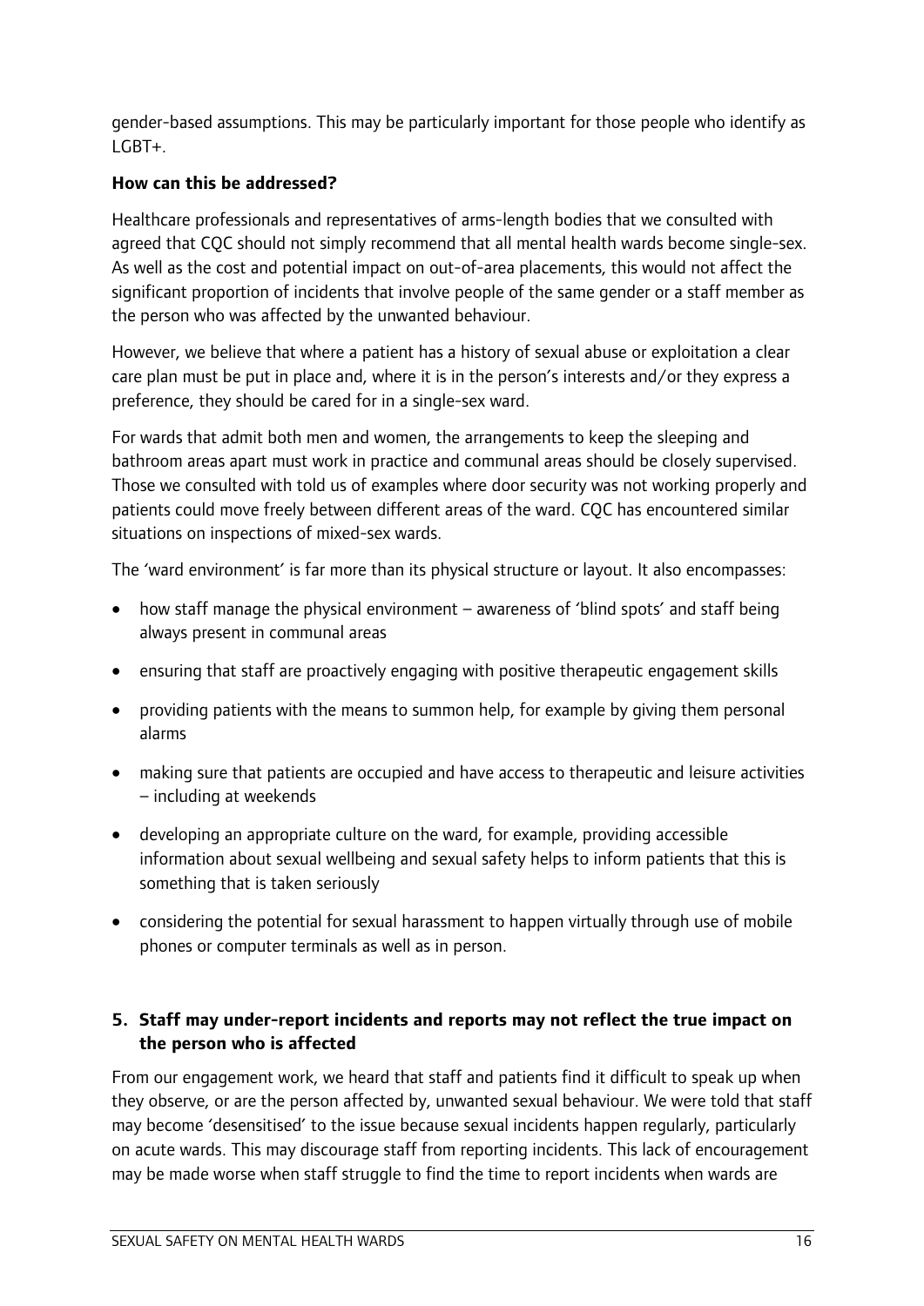gender-based assumptions. This may be particularly important for those people who identify as LGBT+.

**How can this be addressed?**

Healthcare professionals and representatives of arms-length bodies that we consulted with agreed that CQC should not simply recommend that all mental health wards become single-sex. As well as the cost and potential impact on out-of-area placements, this would not affect the significant proportion of incidents that involve people of the same gender or a staff member as the person who was affected by the unwanted behaviour.

However, we believe that where a patient has a history of sexual abuse or exploitation a clear care plan must be put in place and, where it is in the person's interests and/or they express a preference, they should be cared for in a single-sex ward.

For wards that admit both men and women, the arrangements to keep the sleeping and bathroom areas apart must work in practice and communal areas should be closely supervised. Those we consulted with told us of examples where door security was not working properly and patients could move freely between different areas of the ward. CQC has encountered similar situations on inspections of mixed-sex wards.

The 'ward environment' is far more than its physical structure or layout. It also encompasses:

- how staff manage the physical environment – awareness of 'blind spots' and staff being always present in communal areas
- ensuring that staff are proactively engaging with positive therapeutic engagement skills
- providing patients with the means to summon help, for example by giving them personal alarms
- making sure that patients are occupied and have access to therapeutic and leisure activities – including at weekends
- developing an appropriate culture on the ward, for example, providing accessible information about sexual wellbeing and sexual safety helps to inform patients that this is something that is taken seriously
- considering the potential for sexual harassment to happen virtually through use of mobile phones or computer terminals as well as in person.

### 5. Staff may under-report incidents and reports may not reflect the true impact on the person who is affected

From our engagement work, we heard that staff and patients find it difficult to speak up when they observe, or are the person affected by, unwanted sexual behaviour. We were told that staff may become 'desensitised' to the issue because sexual incidents happen regularly, particularly on acute wards. This may discourage staff from reporting incidents. This lack of encouragement may be made worse when staff struggle to find the time to report incidents when wards are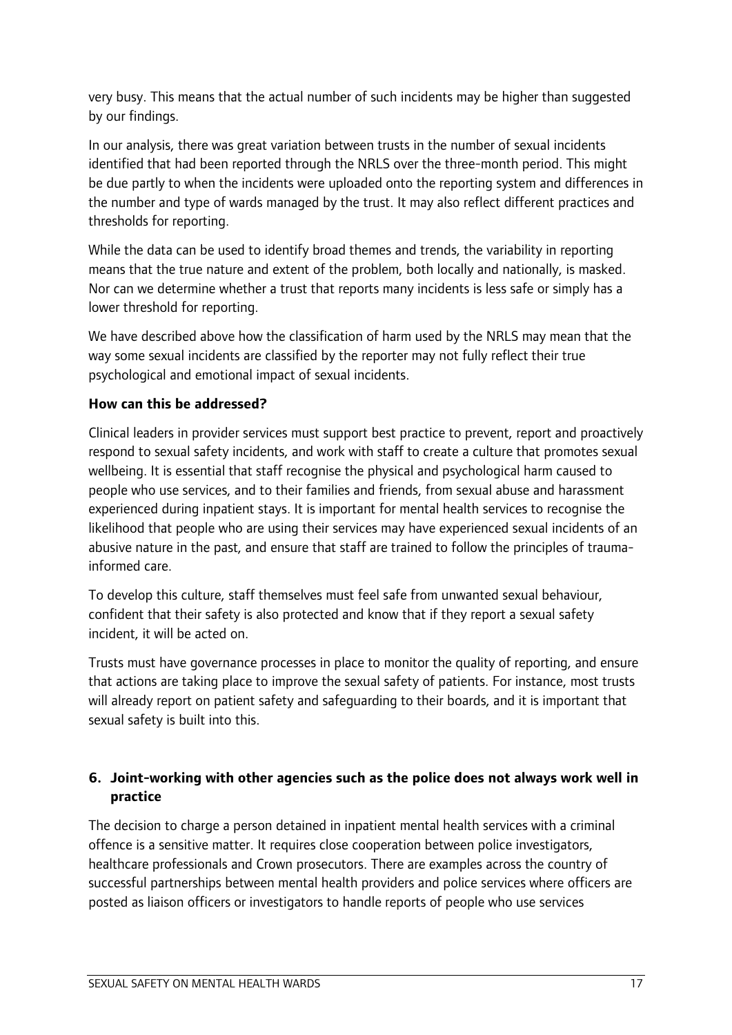very busy. This means that the actual number of such incidents may be higher than suggested by our findings.

In our analysis, there was great variation between trusts in the number of sexual incidents identified that had been reported through the NRLS over the three-month period. This might be due partly to when the incidents were uploaded onto the reporting system and differences in the number and type of wards managed by the trust. It may also reflect different practices and thresholds for reporting.

While the data can be used to identify broad themes and trends, the variability in reporting means that the true nature and extent of the problem, both locally and nationally, is masked. Nor can we determine whether a trust that reports many incidents is less safe or simply has a lower threshold for reporting.

We have described above how the classification of harm used by the NRLS may mean that the way some sexual incidents are classified by the reporter may not fully reflect their true psychological and emotional impact of sexual incidents.

**How can this be addressed?**

Clinical leaders in provider services must support best practice to prevent, report and proactively respond to sexual safety incidents, and work with staff to create a culture that promotes sexual wellbeing. It is essential that staff recognise the physical and psychological harm caused to people who use services, and to their families and friends, from sexual abuse and harassment experienced during inpatient stays. It is important for mental health services to recognise the likelihood that people who are using their services may have experienced sexual incidents of an abusive nature in the past, and ensure that staff are trained to follow the principles of trauma-informed care.

To develop this culture, staff themselves must feel safe from unwanted sexual behaviour, confident that their safety is also protected and know that if they report a sexual safety incident, it will be acted on.

Trusts must have governance processes in place to monitor the quality of reporting, and ensure that actions are taking place to improve the sexual safety of patients. For instance, most trusts will already report on patient safety and safeguarding to their boards, and it is important that sexual safety is built into this.

### 6. Joint-working with other agencies such as the police does not always work well in practice

The decision to charge a person detained in inpatient mental health services with a criminal offence is a sensitive matter. It requires close cooperation between police investigators, healthcare professionals and Crown prosecutors. There are examples across the country of successful partnerships between mental health providers and police services where officers are posted as liaison officers or investigators to handle reports of people who use services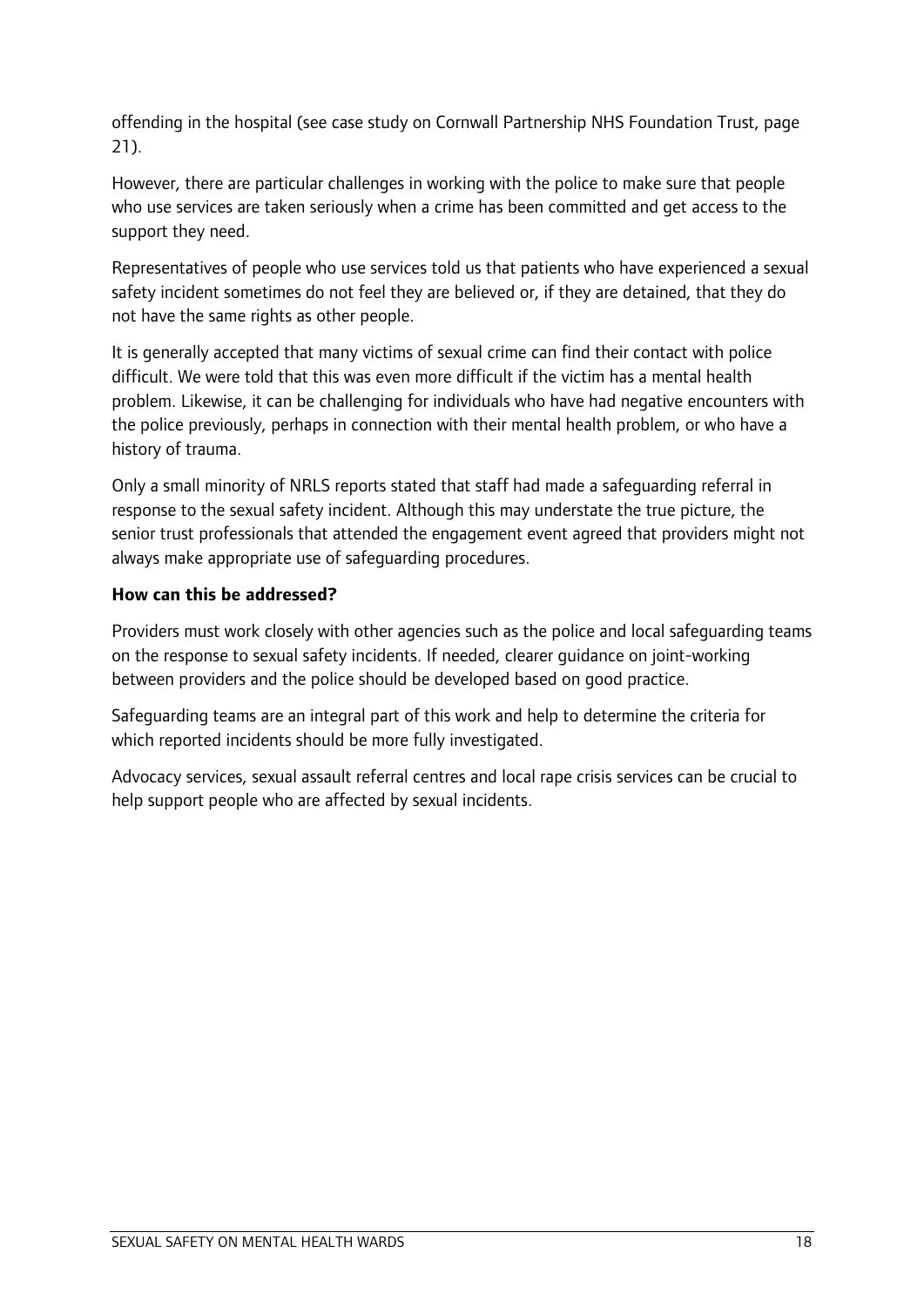offending in the hospital (see case study on Cornwall Partnership NHS Foundation Trust, page 21).

However, there are particular challenges in working with the police to make sure that people who use services are taken seriously when a crime has been committed and get access to the support they need.

Representatives of people who use services told us that patients who have experienced a sexual safety incident sometimes do not feel they are believed or, if they are detained, that they do not have the same rights as other people.

It is generally accepted that many victims of sexual crime can find their contact with police difficult. We were told that this was even more difficult if the victim has a mental health problem. Likewise, it can be challenging for individuals who have had negative encounters with the police previously, perhaps in connection with their mental health problem, or who have a history of trauma.

Only a small minority of NRLS reports stated that staff had made a safeguarding referral in response to the sexual safety incident. Although this may understate the true picture, the senior trust professionals that attended the engagement event agreed that providers might not always make appropriate use of safeguarding procedures.

**How can this be addressed?**

Providers must work closely with other agencies such as the police and local safeguarding teams on the response to sexual safety incidents. If needed, clearer guidance on joint-working between providers and the police should be developed based on good practice.

Safeguarding teams are an integral part of this work and help to determine the criteria for which reported incidents should be more fully investigated.

Advocacy services, sexual assault referral centres and local rape crisis services can be crucial to help support people who are affected by sexual incidents.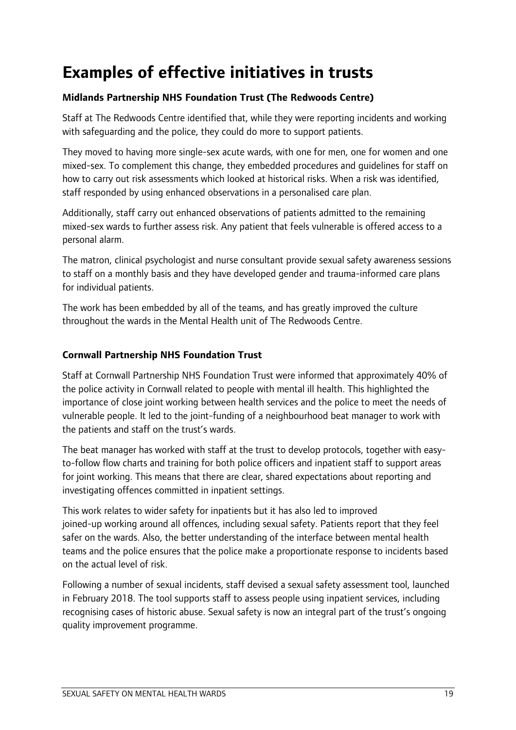# Examples of effective initiatives in trusts

**Midlands Partnership NHS Foundation Trust (The Redwoods Centre)**

Staff at The Redwoods Centre identified that, while they were reporting incidents and working with safeguarding and the police, they could do more to support patients.

They moved to having more single-sex acute wards, with one for men, one for women and one mixed-sex. To complement this change, they embedded procedures and guidelines for staff on how to carry out risk assessments which looked at historical risks. When a risk was identified, staff responded by using enhanced observations in a personalised care plan.

Additionally, staff carry out enhanced observations of patients admitted to the remaining mixed-sex wards to further assess risk. Any patient that feels vulnerable is offered access to a personal alarm.

The matron, clinical psychologist and nurse consultant provide sexual safety awareness sessions to staff on a monthly basis and they have developed gender and trauma-informed care plans for individual patients.

The work has been embedded by all of the teams, and has greatly improved the culture throughout the wards in the Mental Health unit of The Redwoods Centre.

**Cornwall Partnership NHS Foundation Trust**

Staff at Cornwall Partnership NHS Foundation Trust were informed that approximately 40% of the police activity in Cornwall related to people with mental ill health. This highlighted the importance of close joint working between health services and the police to meet the needs of vulnerable people. It led to the joint-funding of a neighbourhood beat manager to work with the patients and staff on the trust's wards.

The beat manager has worked with staff at the trust to develop protocols, together with easy-to-follow flow charts and training for both police officers and inpatient staff to support areas for joint working. This means that there are clear, shared expectations about reporting and investigating offences committed in inpatient settings.

This work relates to wider safety for inpatients but it has also led to improved joined-up working around all offences, including sexual safety. Patients report that they feel safer on the wards. Also, the better understanding of the interface between mental health teams and the police ensures that the police make a proportionate response to incidents based on the actual level of risk.

Following a number of sexual incidents, staff devised a sexual safety assessment tool, launched in February 2018. The tool supports staff to assess people using inpatient services, including recognising cases of historic abuse. Sexual safety is now an integral part of the trust's ongoing quality improvement programme.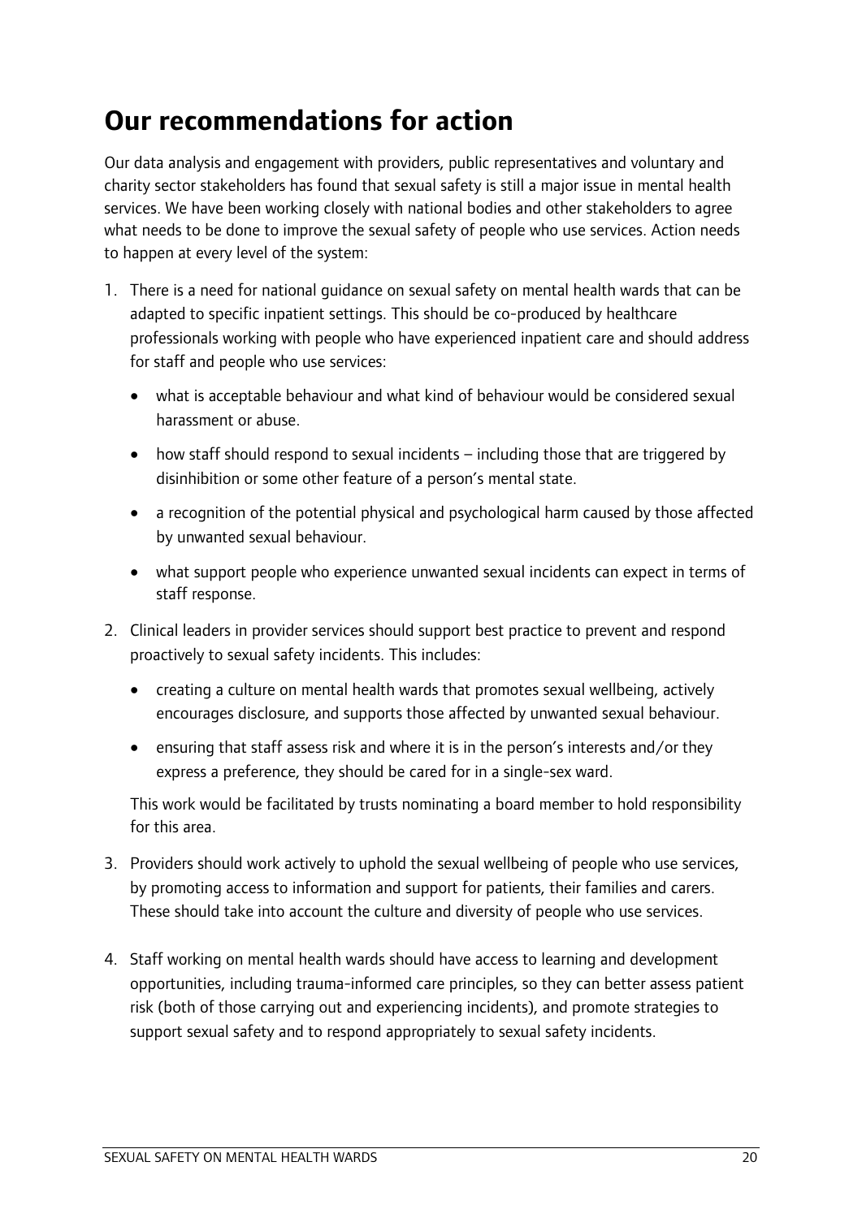## Our recommendations for action

Our data analysis and engagement with providers, public representatives and voluntary and charity sector stakeholders has found that sexual safety is still a major issue in mental health services. We have been working closely with national bodies and other stakeholders to agree what needs to be done to improve the sexual safety of people who use services. Action needs to happen at every level of the system:

1. There is a need for national guidance on sexual safety on mental health wards that can be adapted to specific inpatient settings. This should be co-produced by healthcare professionals working with people who have experienced inpatient care and should address for staff and people who use services:
   - what is acceptable behaviour and what kind of behaviour would be considered sexual harassment or abuse.
   - how staff should respond to sexual incidents – including those that are triggered by disinhibition or some other feature of a person's mental state.
   - a recognition of the potential physical and psychological harm caused by those affected by unwanted sexual behaviour.
   - what support people who experience unwanted sexual incidents can expect in terms of staff response.
2. Clinical leaders in provider services should support best practice to prevent and respond proactively to sexual safety incidents. This includes:
   - creating a culture on mental health wards that promotes sexual wellbeing, actively encourages disclosure, and supports those affected by unwanted sexual behaviour.
   - ensuring that staff assess risk and where it is in the person's interests and/or they express a preference, they should be cared for in a single-sex ward.

   This work would be facilitated by trusts nominating a board member to hold responsibility for this area.
3. Providers should work actively to uphold the sexual wellbeing of people who use services, by promoting access to information and support for patients, their families and carers. These should take into account the culture and diversity of people who use services.
4. Staff working on mental health wards should have access to learning and development opportunities, including trauma-informed care principles, so they can better assess patient risk (both of those carrying out and experiencing incidents), and promote strategies to support sexual safety and to respond appropriately to sexual safety incidents.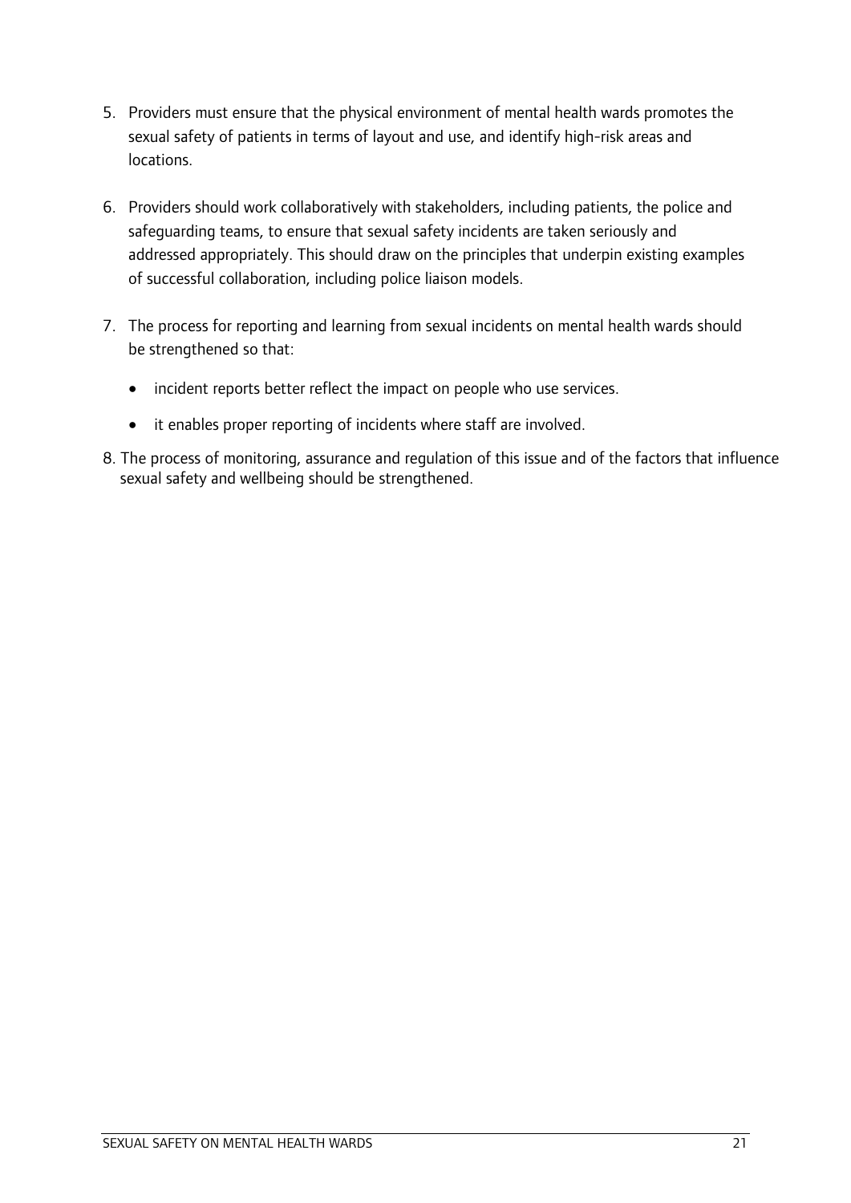5. Providers must ensure that the physical environment of mental health wards promotes the sexual safety of patients in terms of layout and use, and identify high-risk areas and locations.

6. Providers should work collaboratively with stakeholders, including patients, the police and safeguarding teams, to ensure that sexual safety incidents are taken seriously and addressed appropriately. This should draw on the principles that underpin existing examples of successful collaboration, including police liaison models.

7. The process for reporting and learning from sexual incidents on mental health wards should be strengthened so that:

   - incident reports better reflect the impact on people who use services.
   - it enables proper reporting of incidents where staff are involved.

8. The process of monitoring, assurance and regulation of this issue and of the factors that influence sexual safety and wellbeing should be strengthened.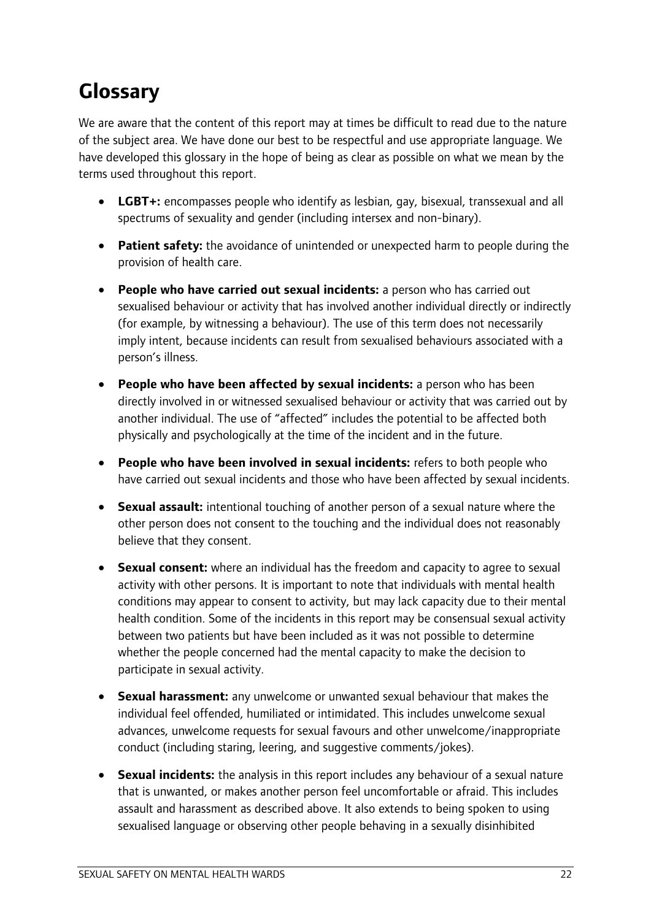## Glossary

We are aware that the content of this report may at times be difficult to read due to the nature of the subject area. We have done our best to be respectful and use appropriate language. We have developed this glossary in the hope of being as clear as possible on what we mean by the terms used throughout this report.

- **LGBT+:** encompasses people who identify as lesbian, gay, bisexual, transsexual and all spectrums of sexuality and gender (including intersex and non-binary).
- **Patient safety:** the avoidance of unintended or unexpected harm to people during the provision of health care.
- **People who have carried out sexual incidents:** a person who has carried out sexualised behaviour or activity that has involved another individual directly or indirectly (for example, by witnessing a behaviour). The use of this term does not necessarily imply intent, because incidents can result from sexualised behaviours associated with a person's illness.
- **People who have been affected by sexual incidents:** a person who has been directly involved in or witnessed sexualised behaviour or activity that was carried out by another individual. The use of "affected" includes the potential to be affected both physically and psychologically at the time of the incident and in the future.
- **People who have been involved in sexual incidents:** refers to both people who have carried out sexual incidents and those who have been affected by sexual incidents.
- **Sexual assault:** intentional touching of another person of a sexual nature where the other person does not consent to the touching and the individual does not reasonably believe that they consent.
- **Sexual consent:** where an individual has the freedom and capacity to agree to sexual activity with other persons. It is important to note that individuals with mental health conditions may appear to consent to activity, but may lack capacity due to their mental health condition. Some of the incidents in this report may be consensual sexual activity between two patients but have been included as it was not possible to determine whether the people concerned had the mental capacity to make the decision to participate in sexual activity.
- **Sexual harassment:** any unwelcome or unwanted sexual behaviour that makes the individual feel offended, humiliated or intimidated. This includes unwelcome sexual advances, unwelcome requests for sexual favours and other unwelcome/inappropriate conduct (including staring, leering, and suggestive comments/jokes).
- **Sexual incidents:** the analysis in this report includes any behaviour of a sexual nature that is unwanted, or makes another person feel uncomfortable or afraid. This includes assault and harassment as described above. It also extends to being spoken to using sexualised language or observing other people behaving in a sexually disinhibited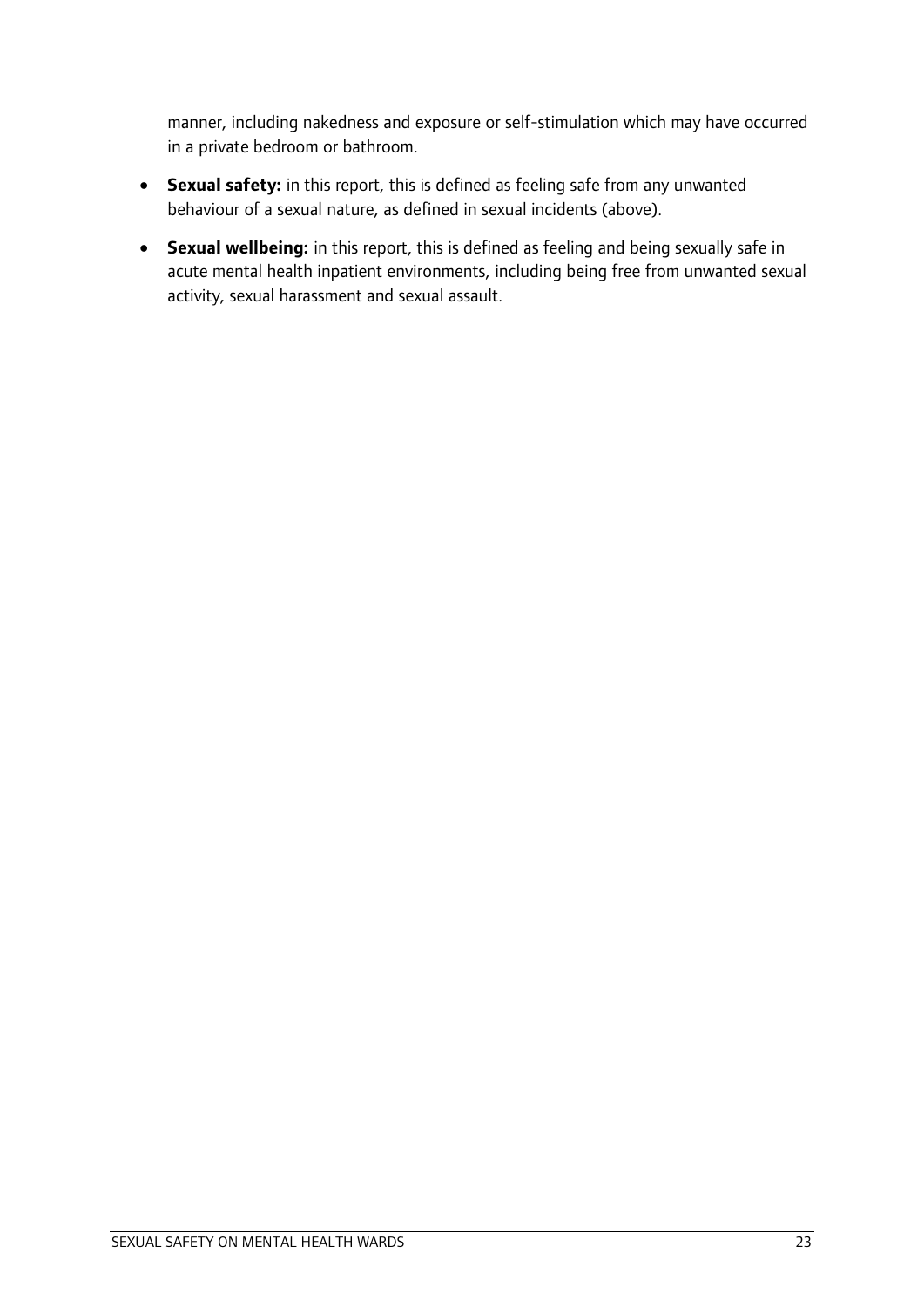manner, including nakedness and exposure or self-stimulation which may have occurred in a private bedroom or bathroom.

- **Sexual safety:** in this report, this is defined as feeling safe from any unwanted behaviour of a sexual nature, as defined in sexual incidents (above).
- **Sexual wellbeing:** in this report, this is defined as feeling and being sexually safe in acute mental health inpatient environments, including being free from unwanted sexual activity, sexual harassment and sexual assault.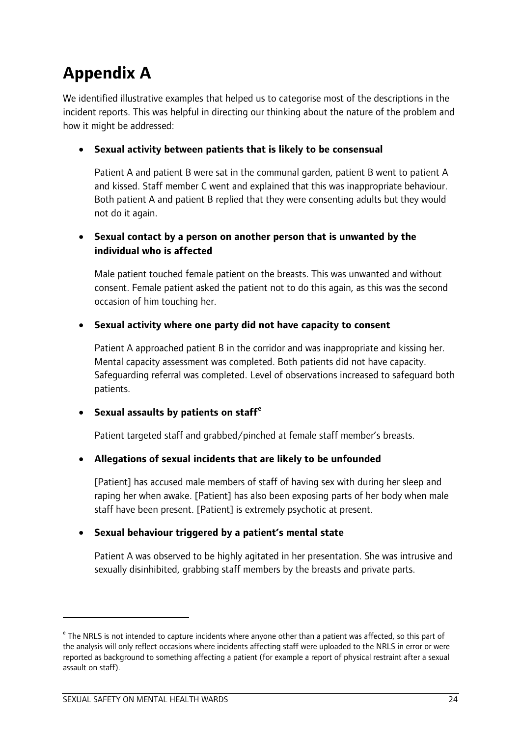# Appendix A

We identified illustrative examples that helped us to categorise most of the descriptions in the incident reports. This was helpful in directing our thinking about the nature of the problem and how it might be addressed:

- **Sexual activity between patients that is likely to be consensual**

  Patient A and patient B were sat in the communal garden, patient B went to patient A and kissed. Staff member C went and explained that this was inappropriate behaviour. Both patient A and patient B replied that they were consenting adults but they would not do it again.

- **Sexual contact by a person on another person that is unwanted by the individual who is affected**

  Male patient touched female patient on the breasts. This was unwanted and without consent. Female patient asked the patient not to do this again, as this was the second occasion of him touching her.

- **Sexual activity where one party did not have capacity to consent**

  Patient A approached patient B in the corridor and was inappropriate and kissing her. Mental capacity assessment was completed. Both patients did not have capacity. Safeguarding referral was completed. Level of observations increased to safeguard both patients.

- **Sexual assaults by patients on staff**[e]

  Patient targeted staff and grabbed/pinched at female staff member's breasts.

- **Allegations of sexual incidents that are likely to be unfounded**

  [Patient] has accused male members of staff of having sex with during her sleep and raping her when awake. [Patient] has also been exposing parts of her body when male staff have been present. [Patient] is extremely psychotic at present.

- **Sexual behaviour triggered by a patient's mental state**

  Patient A was observed to be highly agitated in her presentation. She was intrusive and sexually disinhibited, grabbing staff members by the breasts and private parts.

---

[e] The NRLS is not intended to capture incidents where anyone other than a patient was affected, so this part of the analysis will only reflect occasions where incidents affecting staff were uploaded to the NRLS in error or were reported as background to something affecting a patient (for example a report of physical restraint after a sexual assault on staff).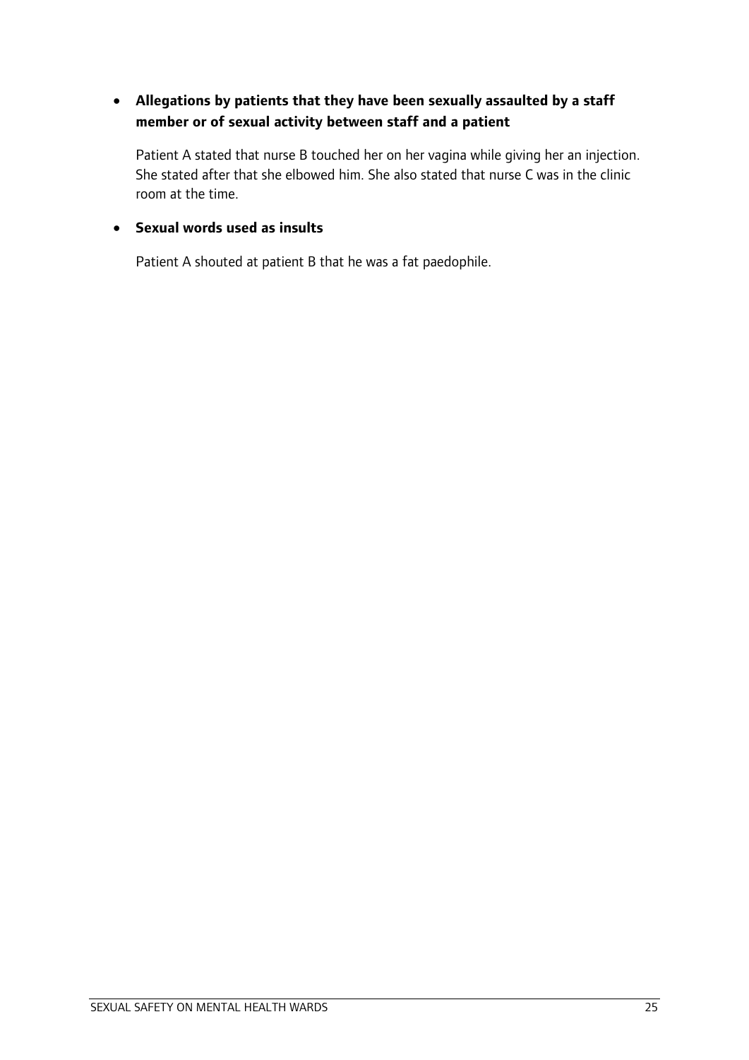- **Allegations by patients that they have been sexually assaulted by a staff member or of sexual activity between staff and a patient**

  Patient A stated that nurse B touched her on her vagina while giving her an injection. She stated after that she elbowed him. She also stated that nurse C was in the clinic room at the time.

- **Sexual words used as insults**

  Patient A shouted at patient B that he was a fat paedophile.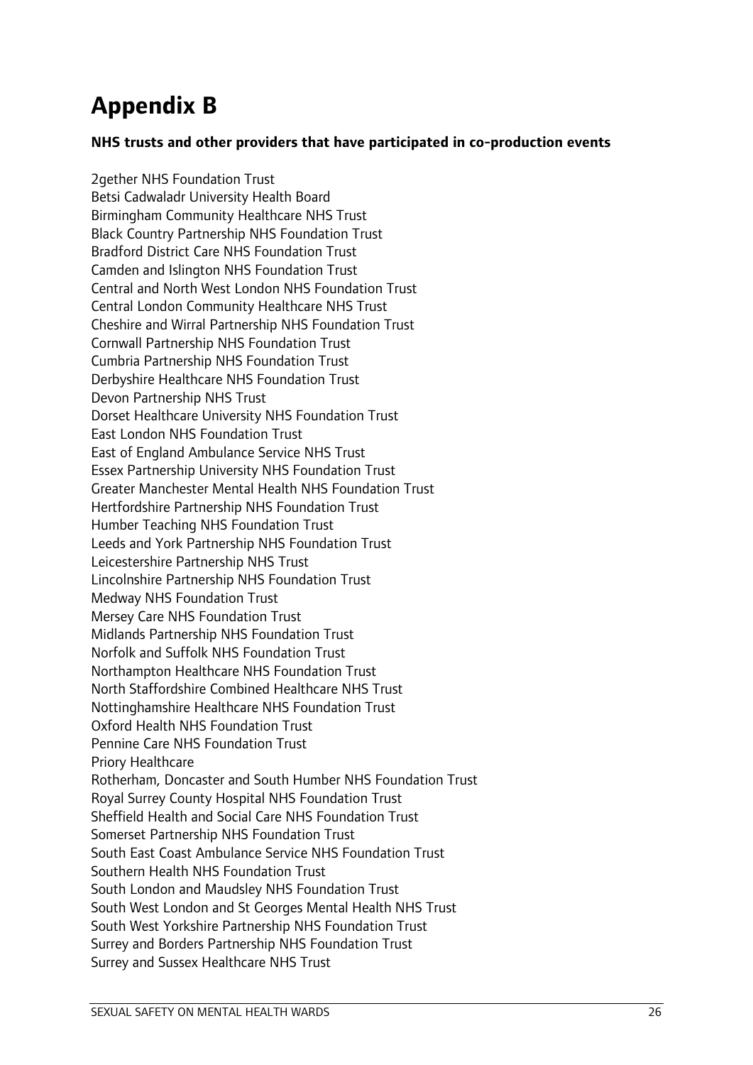# Appendix B

**NHS trusts and other providers that have participated in co-production events**

2gether NHS Foundation Trust
Betsi Cadwaladr University Health Board
Birmingham Community Healthcare NHS Trust
Black Country Partnership NHS Foundation Trust
Bradford District Care NHS Foundation Trust
Camden and Islington NHS Foundation Trust
Central and North West London NHS Foundation Trust
Central London Community Healthcare NHS Trust
Cheshire and Wirral Partnership NHS Foundation Trust
Cornwall Partnership NHS Foundation Trust
Cumbria Partnership NHS Foundation Trust
Derbyshire Healthcare NHS Foundation Trust
Devon Partnership NHS Trust
Dorset Healthcare University NHS Foundation Trust
East London NHS Foundation Trust
East of England Ambulance Service NHS Trust
Essex Partnership University NHS Foundation Trust
Greater Manchester Mental Health NHS Foundation Trust
Hertfordshire Partnership NHS Foundation Trust
Humber Teaching NHS Foundation Trust
Leeds and York Partnership NHS Foundation Trust
Leicestershire Partnership NHS Trust
Lincolnshire Partnership NHS Foundation Trust
Medway NHS Foundation Trust
Mersey Care NHS Foundation Trust
Midlands Partnership NHS Foundation Trust
Norfolk and Suffolk NHS Foundation Trust
Northampton Healthcare NHS Foundation Trust
North Staffordshire Combined Healthcare NHS Trust
Nottinghamshire Healthcare NHS Foundation Trust
Oxford Health NHS Foundation Trust
Pennine Care NHS Foundation Trust
Priory Healthcare
Rotherham, Doncaster and South Humber NHS Foundation Trust
Royal Surrey County Hospital NHS Foundation Trust
Sheffield Health and Social Care NHS Foundation Trust
Somerset Partnership NHS Foundation Trust
South East Coast Ambulance Service NHS Foundation Trust
Southern Health NHS Foundation Trust
South London and Maudsley NHS Foundation Trust
South West London and St Georges Mental Health NHS Trust
South West Yorkshire Partnership NHS Foundation Trust
Surrey and Borders Partnership NHS Foundation Trust
Surrey and Sussex Healthcare NHS Trust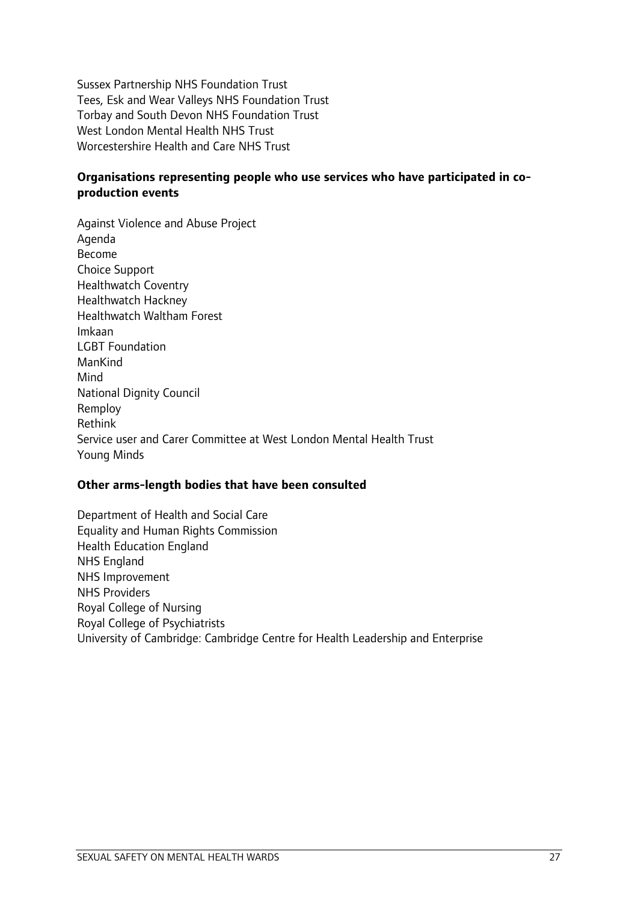Sussex Partnership NHS Foundation Trust
Tees, Esk and Wear Valleys NHS Foundation Trust
Torbay and South Devon NHS Foundation Trust
West London Mental Health NHS Trust
Worcestershire Health and Care NHS Trust

**Organisations representing people who use services who have participated in co-production events**

Against Violence and Abuse Project
Agenda
Become
Choice Support
Healthwatch Coventry
Healthwatch Hackney
Healthwatch Waltham Forest
Imkaan
LGBT Foundation
ManKind
Mind
National Dignity Council
Remploy
Rethink
Service user and Carer Committee at West London Mental Health Trust
Young Minds

**Other arms-length bodies that have been consulted**

Department of Health and Social Care
Equality and Human Rights Commission
Health Education England
NHS England
NHS Improvement
NHS Providers
Royal College of Nursing
Royal College of Psychiatrists
University of Cambridge: Cambridge Centre for Health Leadership and Enterprise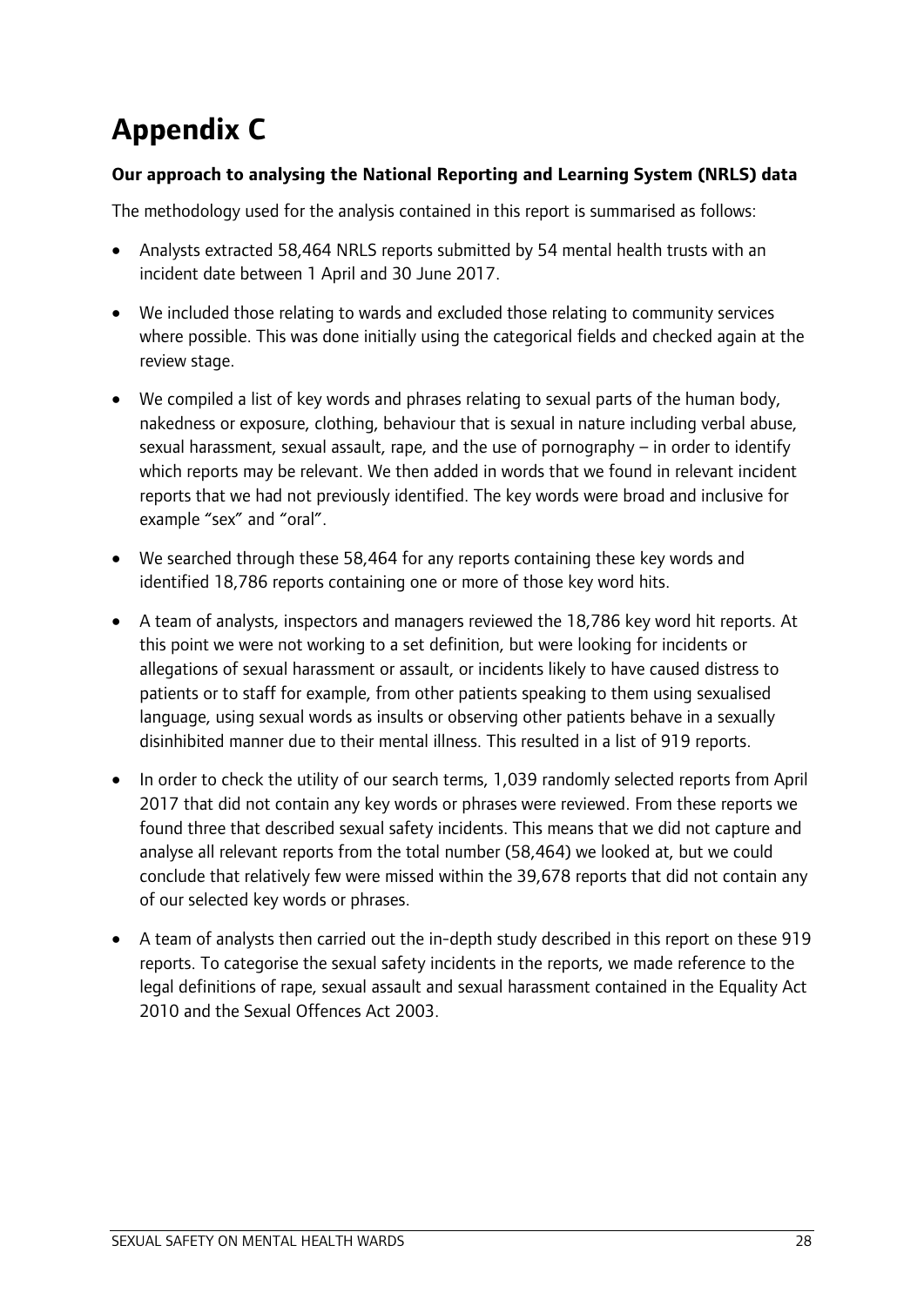# Appendix C

**Our approach to analysing the National Reporting and Learning System (NRLS) data**

The methodology used for the analysis contained in this report is summarised as follows:

- Analysts extracted 58,464 NRLS reports submitted by 54 mental health trusts with an incident date between 1 April and 30 June 2017.
- We included those relating to wards and excluded those relating to community services where possible. This was done initially using the categorical fields and checked again at the review stage.
- We compiled a list of key words and phrases relating to sexual parts of the human body, nakedness or exposure, clothing, behaviour that is sexual in nature including verbal abuse, sexual harassment, sexual assault, rape, and the use of pornography – in order to identify which reports may be relevant. We then added in words that we found in relevant incident reports that we had not previously identified. The key words were broad and inclusive for example "sex" and "oral".
- We searched through these 58,464 for any reports containing these key words and identified 18,786 reports containing one or more of those key word hits.
- A team of analysts, inspectors and managers reviewed the 18,786 key word hit reports. At this point we were not working to a set definition, but were looking for incidents or allegations of sexual harassment or assault, or incidents likely to have caused distress to patients or to staff for example, from other patients speaking to them using sexualised language, using sexual words as insults or observing other patients behave in a sexually disinhibited manner due to their mental illness. This resulted in a list of 919 reports.
- In order to check the utility of our search terms, 1,039 randomly selected reports from April 2017 that did not contain any key words or phrases were reviewed. From these reports we found three that described sexual safety incidents. This means that we did not capture and analyse all relevant reports from the total number (58,464) we looked at, but we could conclude that relatively few were missed within the 39,678 reports that did not contain any of our selected key words or phrases.
- A team of analysts then carried out the in-depth study described in this report on these 919 reports. To categorise the sexual safety incidents in the reports, we made reference to the legal definitions of rape, sexual assault and sexual harassment contained in the Equality Act 2010 and the Sexual Offences Act 2003.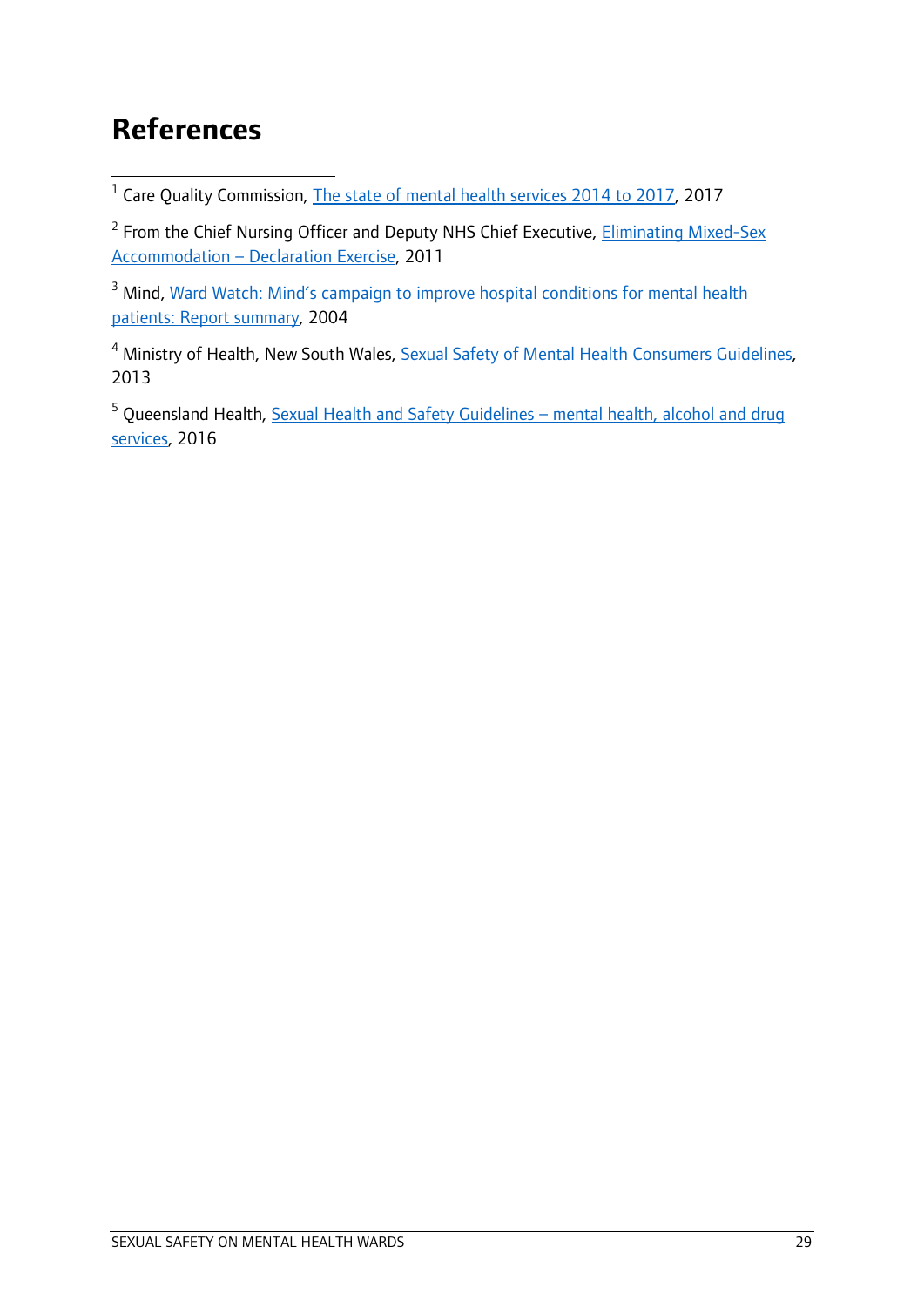# References

[1] Care Quality Commission, The state of mental health services 2014 to 2017, 2017

[2] From the Chief Nursing Officer and Deputy NHS Chief Executive, Eliminating Mixed-Sex Accommodation – Declaration Exercise, 2011

[3] Mind, Ward Watch: Mind's campaign to improve hospital conditions for mental health patients: Report summary, 2004

[4] Ministry of Health, New South Wales, Sexual Safety of Mental Health Consumers Guidelines, 2013

[5] Queensland Health, Sexual Health and Safety Guidelines – mental health, alcohol and drug services, 2016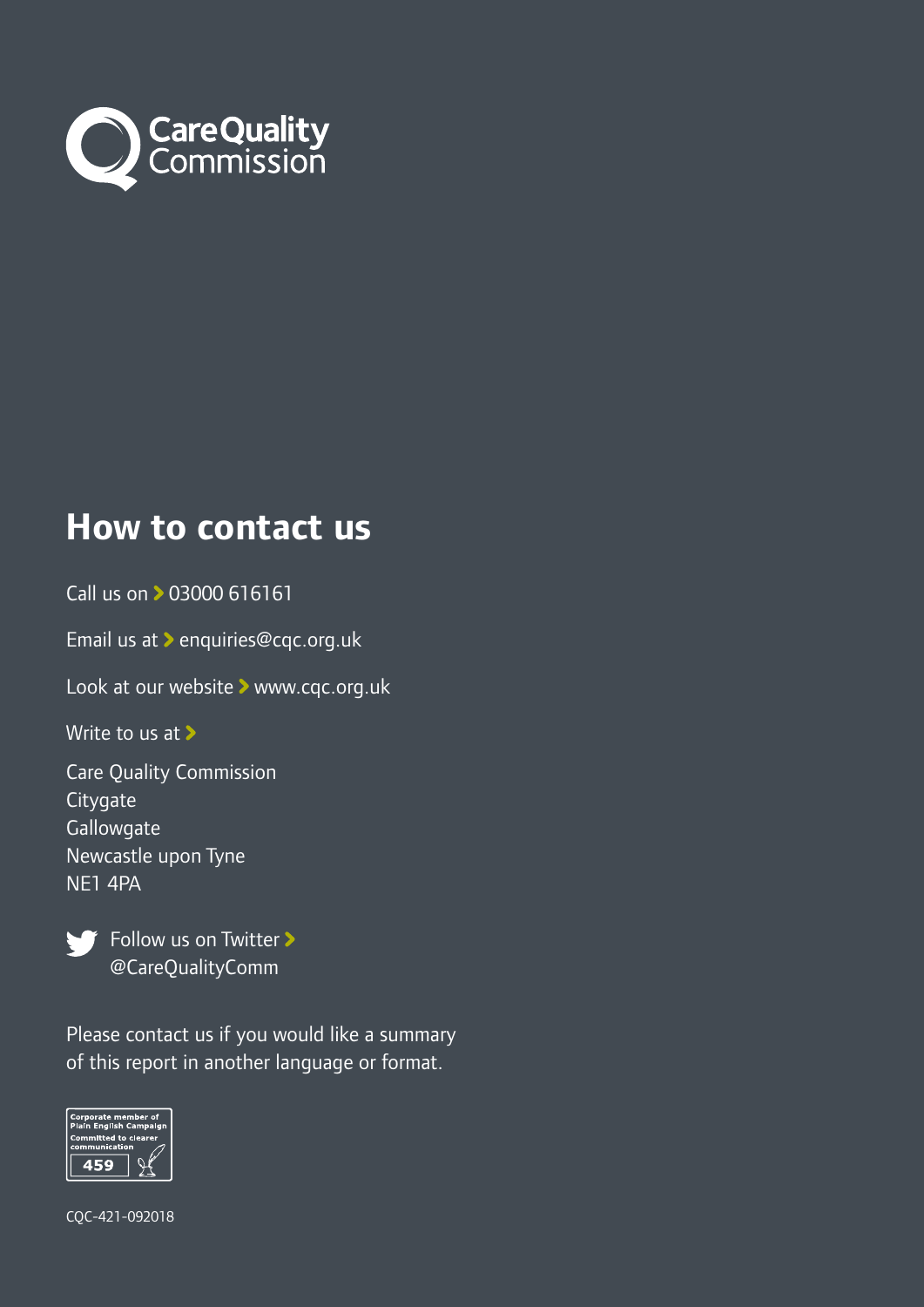Care Quality Commission

## How to contact us

Call us on > 03000 616161

Email us at > enquiries@cqc.org.uk

Look at our website > www.cqc.org.uk

Write to us at >

Care Quality Commission
Citygate
Gallowgate
Newcastle upon Tyne
NE1 4PA

Follow us on Twitter >
@CareQualityComm

Please contact us if you would like a summary of this report in another language or format.

Corporate member of Plain English Campaign
Committed to clearer communication
459

CQC-421-092018